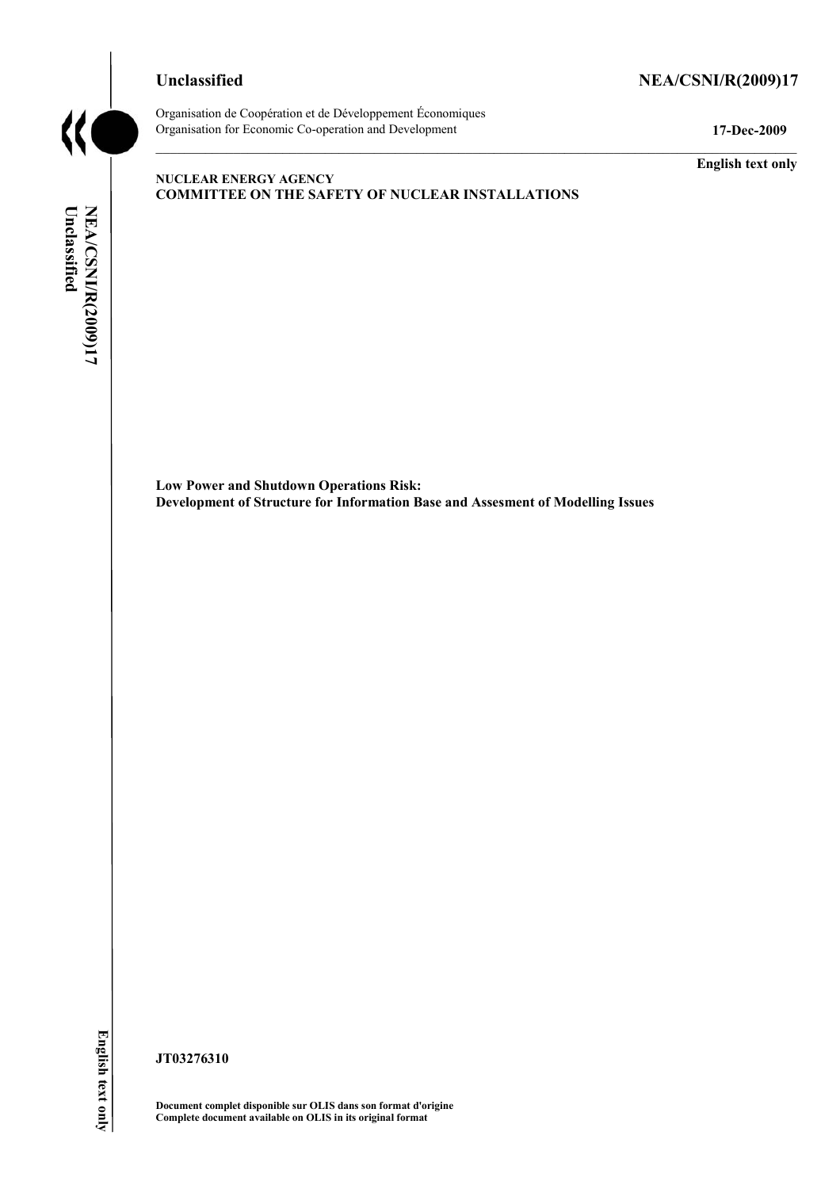**Unclassified** **NEA/CSNI/R(2009)17**

Organisation de Coopération et de Développement Économiques
Organisation for Economic Co-operation and Development **17-Dec-2009**

**English text only**

**NUCLEAR ENERGY AGENCY**
**COMMITTEE ON THE SAFETY OF NUCLEAR INSTALLATIONS**

**Low Power and Shutdown Operations Risk:**
**Development of Structure for Information Base and Assesment of Modelling Issues**

**JT03276310**

**Document complet disponible sur OLIS dans son format d'origine**
**Complete document available on OLIS in its original format**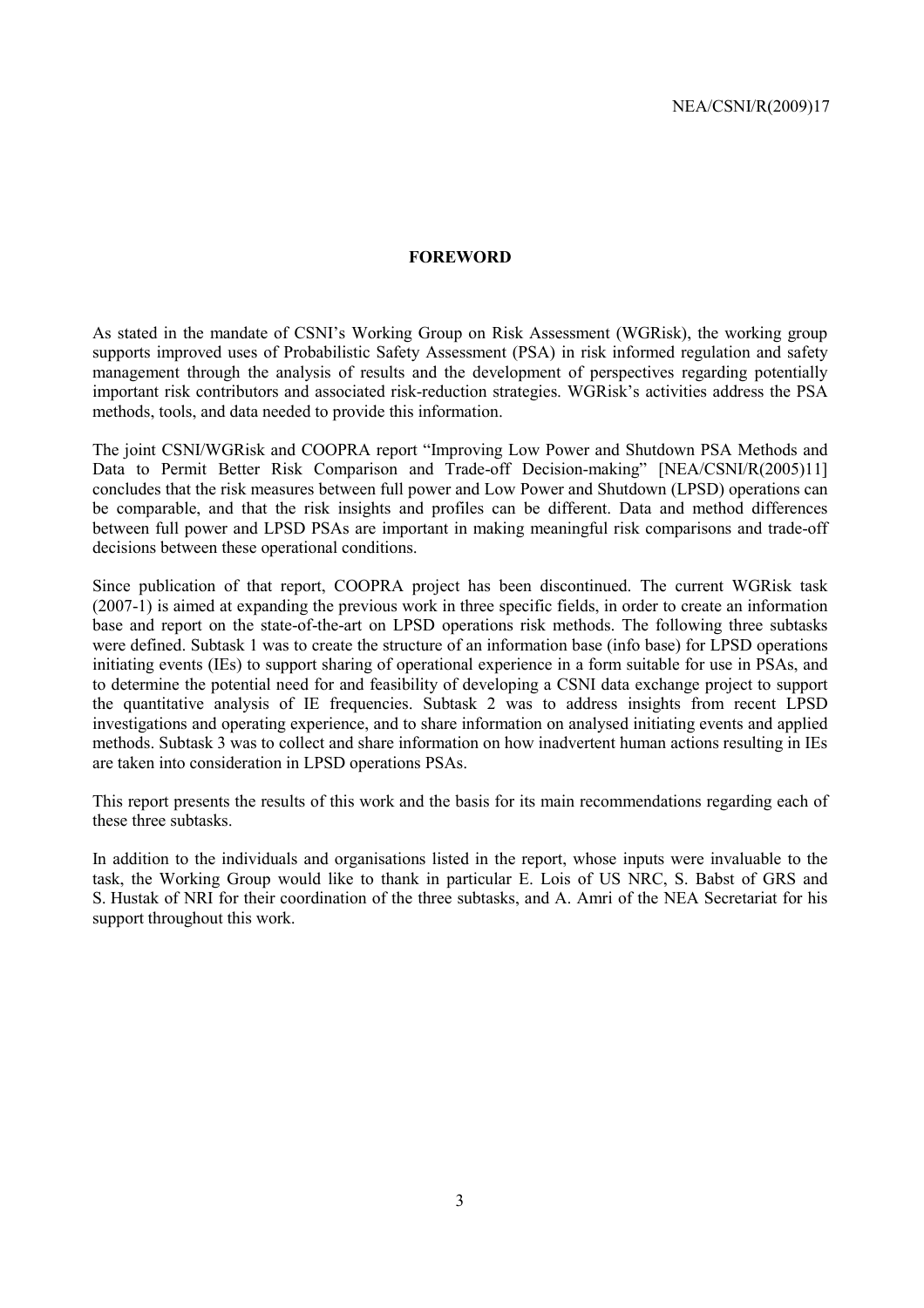## FOREWORD

As stated in the mandate of CSNI's Working Group on Risk Assessment (WGRisk), the working group supports improved uses of Probabilistic Safety Assessment (PSA) in risk informed regulation and safety management through the analysis of results and the development of perspectives regarding potentially important risk contributors and associated risk-reduction strategies. WGRisk's activities address the PSA methods, tools, and data needed to provide this information.

The joint CSNI/WGRisk and COOPRA report "Improving Low Power and Shutdown PSA Methods and Data to Permit Better Risk Comparison and Trade-off Decision-making" [NEA/CSNI/R(2005)11] concludes that the risk measures between full power and Low Power and Shutdown (LPSD) operations can be comparable, and that the risk insights and profiles can be different. Data and method differences between full power and LPSD PSAs are important in making meaningful risk comparisons and trade-off decisions between these operational conditions.

Since publication of that report, COOPRA project has been discontinued. The current WGRisk task (2007-1) is aimed at expanding the previous work in three specific fields, in order to create an information base and report on the state-of-the-art on LPSD operations risk methods. The following three subtasks were defined. Subtask 1 was to create the structure of an information base (info base) for LPSD operations initiating events (IEs) to support sharing of operational experience in a form suitable for use in PSAs, and to determine the potential need for and feasibility of developing a CSNI data exchange project to support the quantitative analysis of IE frequencies. Subtask 2 was to address insights from recent LPSD investigations and operating experience, and to share information on analysed initiating events and applied methods. Subtask 3 was to collect and share information on how inadvertent human actions resulting in IEs are taken into consideration in LPSD operations PSAs.

This report presents the results of this work and the basis for its main recommendations regarding each of these three subtasks.

In addition to the individuals and organisations listed in the report, whose inputs were invaluable to the task, the Working Group would like to thank in particular E. Lois of US NRC, S. Babst of GRS and S. Hustak of NRI for their coordination of the three subtasks, and A. Amri of the NEA Secretariat for his support throughout this work.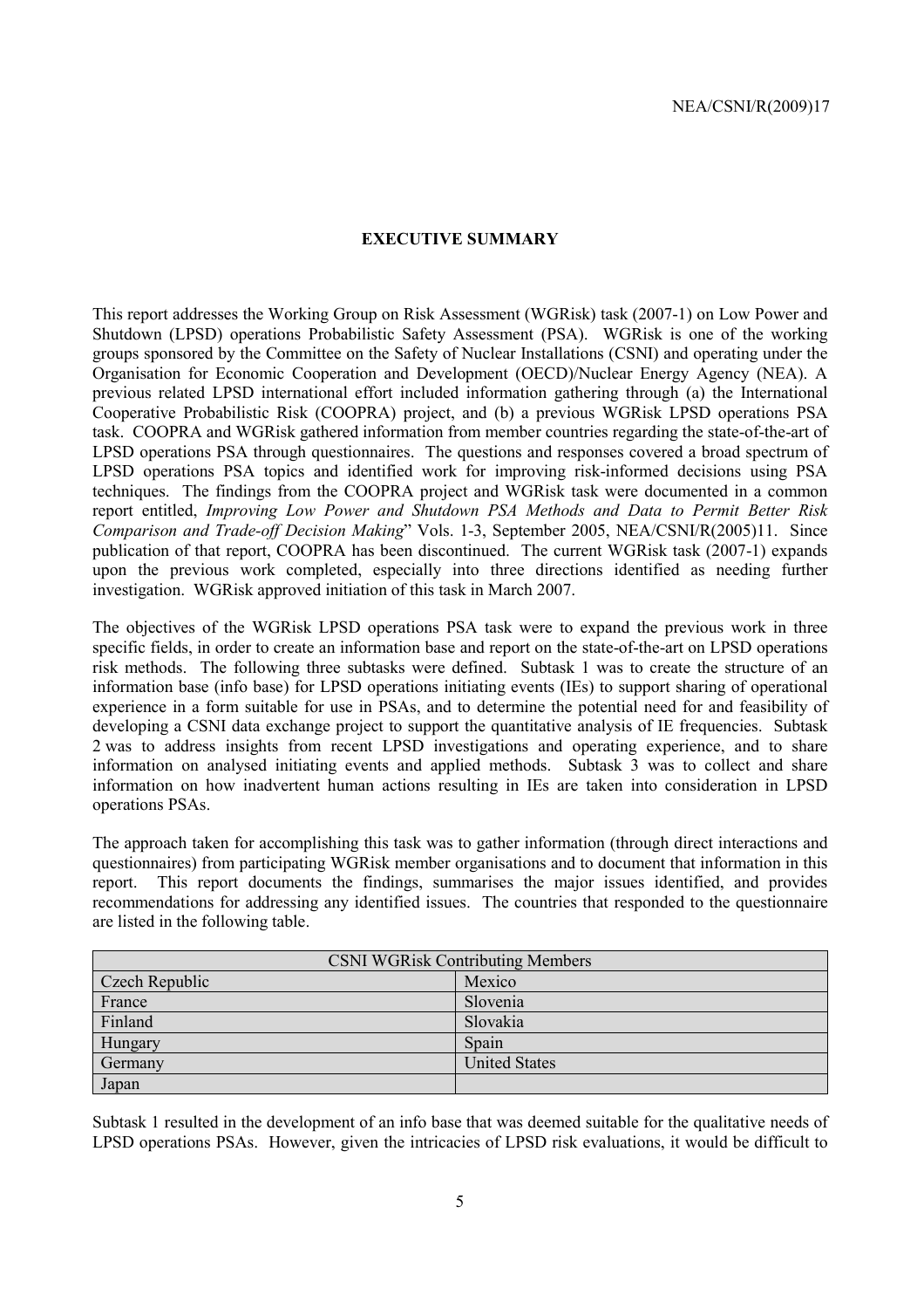## EXECUTIVE SUMMARY

This report addresses the Working Group on Risk Assessment (WGRisk) task (2007-1) on Low Power and Shutdown (LPSD) operations Probabilistic Safety Assessment (PSA). WGRisk is one of the working groups sponsored by the Committee on the Safety of Nuclear Installations (CSNI) and operating under the Organisation for Economic Cooperation and Development (OECD)/Nuclear Energy Agency (NEA). A previous related LPSD international effort included information gathering through (a) the International Cooperative Probabilistic Risk (COOPRA) project, and (b) a previous WGRisk LPSD operations PSA task. COOPRA and WGRisk gathered information from member countries regarding the state-of-the-art of LPSD operations PSA through questionnaires. The questions and responses covered a broad spectrum of LPSD operations PSA topics and identified work for improving risk-informed decisions using PSA techniques. The findings from the COOPRA project and WGRisk task were documented in a common report entitled, *Improving Low Power and Shutdown PSA Methods and Data to Permit Better Risk Comparison and Trade-off Decision Making*" Vols. 1-3, September 2005, NEA/CSNI/R(2005)11. Since publication of that report, COOPRA has been discontinued. The current WGRisk task (2007-1) expands upon the previous work completed, especially into three directions identified as needing further investigation. WGRisk approved initiation of this task in March 2007.

The objectives of the WGRisk LPSD operations PSA task were to expand the previous work in three specific fields, in order to create an information base and report on the state-of-the-art on LPSD operations risk methods. The following three subtasks were defined. Subtask 1 was to create the structure of an information base (info base) for LPSD operations initiating events (IEs) to support sharing of operational experience in a form suitable for use in PSAs, and to determine the potential need for and feasibility of developing a CSNI data exchange project to support the quantitative analysis of IE frequencies. Subtask 2 was to address insights from recent LPSD investigations and operating experience, and to share information on analysed initiating events and applied methods. Subtask 3 was to collect and share information on how inadvertent human actions resulting in IEs are taken into consideration in LPSD operations PSAs.

The approach taken for accomplishing this task was to gather information (through direct interactions and questionnaires) from participating WGRisk member organisations and to document that information in this report. This report documents the findings, summarises the major issues identified, and provides recommendations for addressing any identified issues. The countries that responded to the questionnaire are listed in the following table.

| CSNI WGRisk Contributing Members | |
|---|---|
| Czech Republic | Mexico |
| France | Slovenia |
| Finland | Slovakia |
| Hungary | Spain |
| Germany | United States |
| Japan | |

Subtask 1 resulted in the development of an info base that was deemed suitable for the qualitative needs of LPSD operations PSAs. However, given the intricacies of LPSD risk evaluations, it would be difficult to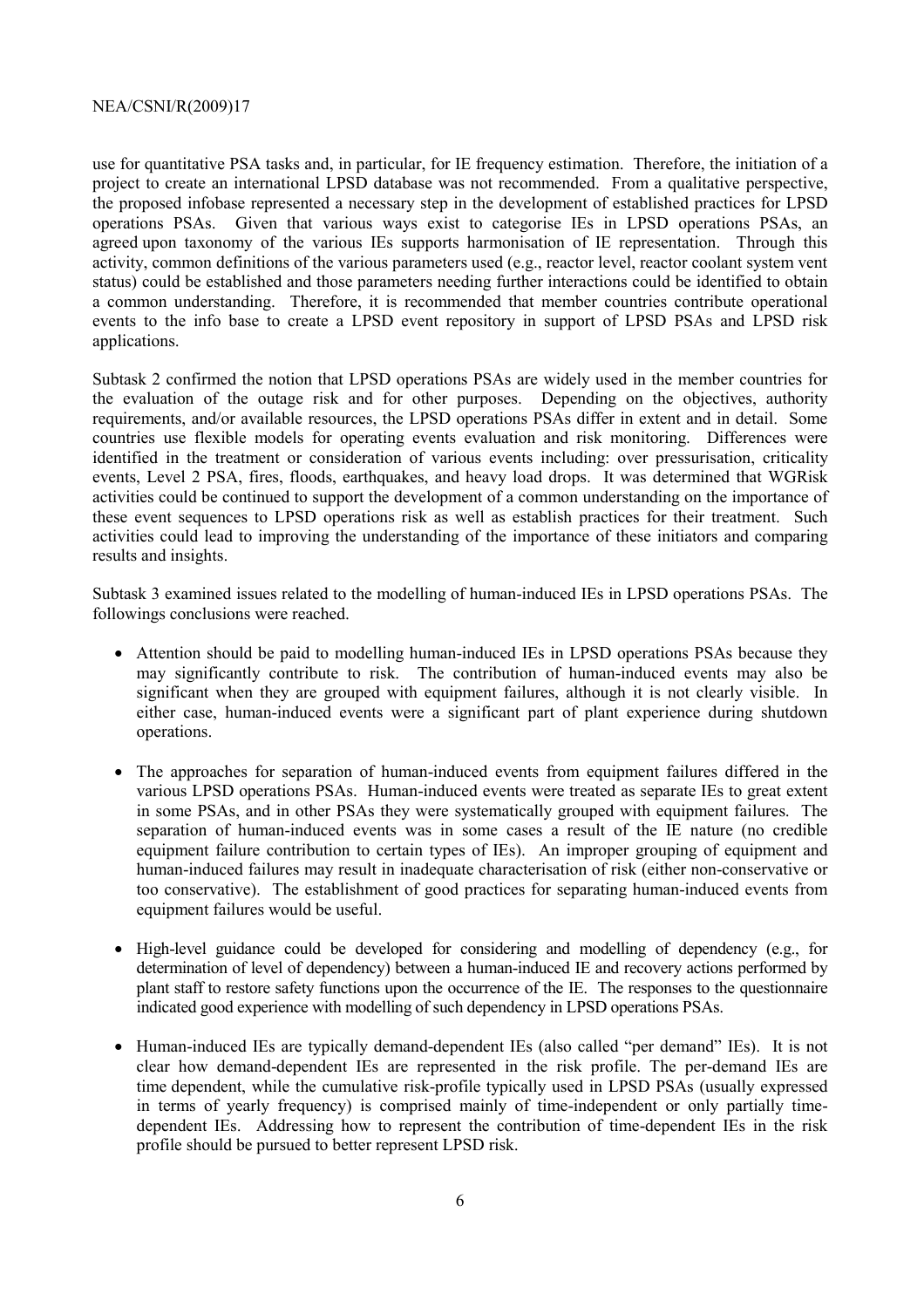use for quantitative PSA tasks and, in particular, for IE frequency estimation. Therefore, the initiation of a project to create an international LPSD database was not recommended. From a qualitative perspective, the proposed infobase represented a necessary step in the development of established practices for LPSD operations PSAs. Given that various ways exist to categorise IEs in LPSD operations PSAs, an agreed upon taxonomy of the various IEs supports harmonisation of IE representation. Through this activity, common definitions of the various parameters used (e.g., reactor level, reactor coolant system vent status) could be established and those parameters needing further interactions could be identified to obtain a common understanding. Therefore, it is recommended that member countries contribute operational events to the info base to create a LPSD event repository in support of LPSD PSAs and LPSD risk applications.

Subtask 2 confirmed the notion that LPSD operations PSAs are widely used in the member countries for the evaluation of the outage risk and for other purposes. Depending on the objectives, authority requirements, and/or available resources, the LPSD operations PSAs differ in extent and in detail. Some countries use flexible models for operating events evaluation and risk monitoring. Differences were identified in the treatment or consideration of various events including: over pressurisation, criticality events, Level 2 PSA, fires, floods, earthquakes, and heavy load drops. It was determined that WGRisk activities could be continued to support the development of a common understanding on the importance of these event sequences to LPSD operations risk as well as establish practices for their treatment. Such activities could lead to improving the understanding of the importance of these initiators and comparing results and insights.

Subtask 3 examined issues related to the modelling of human-induced IEs in LPSD operations PSAs. The followings conclusions were reached.

- Attention should be paid to modelling human-induced IEs in LPSD operations PSAs because they may significantly contribute to risk. The contribution of human-induced events may also be significant when they are grouped with equipment failures, although it is not clearly visible. In either case, human-induced events were a significant part of plant experience during shutdown operations.
- The approaches for separation of human-induced events from equipment failures differed in the various LPSD operations PSAs. Human-induced events were treated as separate IEs to great extent in some PSAs, and in other PSAs they were systematically grouped with equipment failures. The separation of human-induced events was in some cases a result of the IE nature (no credible equipment failure contribution to certain types of IEs). An improper grouping of equipment and human-induced failures may result in inadequate characterisation of risk (either non-conservative or too conservative). The establishment of good practices for separating human-induced events from equipment failures would be useful.
- High-level guidance could be developed for considering and modelling of dependency (e.g., for determination of level of dependency) between a human-induced IE and recovery actions performed by plant staff to restore safety functions upon the occurrence of the IE. The responses to the questionnaire indicated good experience with modelling of such dependency in LPSD operations PSAs.
- Human-induced IEs are typically demand-dependent IEs (also called "per demand" IEs). It is not clear how demand-dependent IEs are represented in the risk profile. The per-demand IEs are time dependent, while the cumulative risk-profile typically used in LPSD PSAs (usually expressed in terms of yearly frequency) is comprised mainly of time-independent or only partially time-dependent IEs. Addressing how to represent the contribution of time-dependent IEs in the risk profile should be pursued to better represent LPSD risk.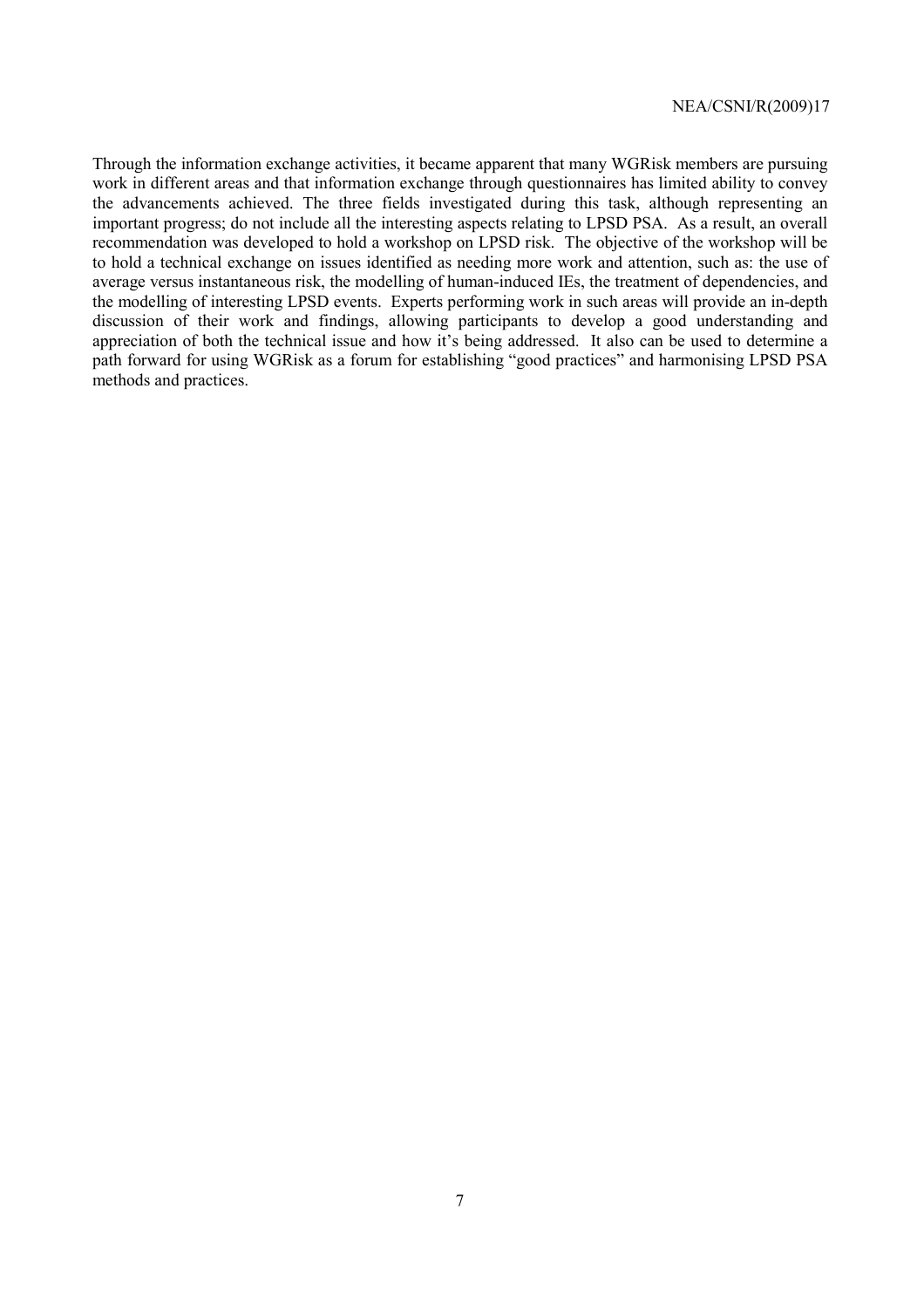Through the information exchange activities, it became apparent that many WGRisk members are pursuing work in different areas and that information exchange through questionnaires has limited ability to convey the advancements achieved. The three fields investigated during this task, although representing an important progress; do not include all the interesting aspects relating to LPSD PSA. As a result, an overall recommendation was developed to hold a workshop on LPSD risk. The objective of the workshop will be to hold a technical exchange on issues identified as needing more work and attention, such as: the use of average versus instantaneous risk, the modelling of human-induced IEs, the treatment of dependencies, and the modelling of interesting LPSD events. Experts performing work in such areas will provide an in-depth discussion of their work and findings, allowing participants to develop a good understanding and appreciation of both the technical issue and how it's being addressed. It also can be used to determine a path forward for using WGRisk as a forum for establishing "good practices" and harmonising LPSD PSA methods and practices.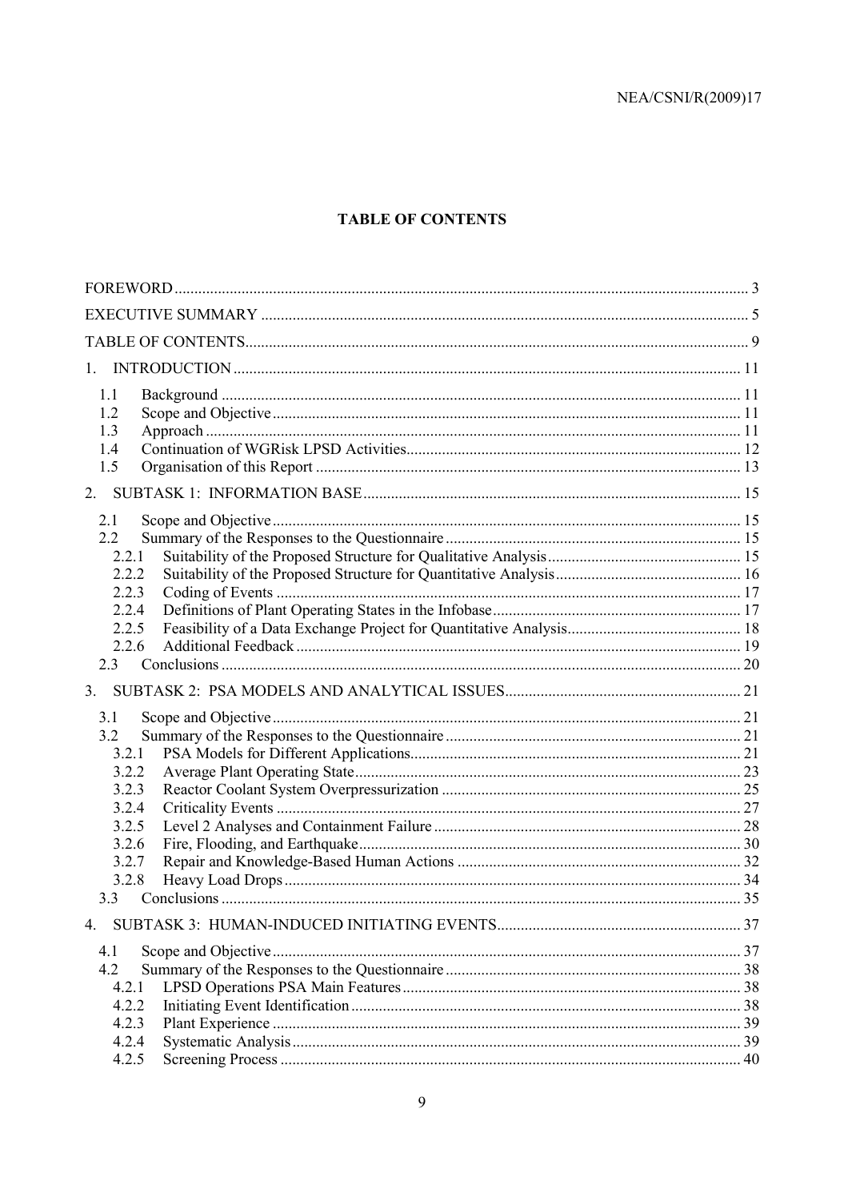# TABLE OF CONTENTS

| | |
|---|---|
| FOREWORD | 3 |
| EXECUTIVE SUMMARY | 5 |
| TABLE OF CONTENTS | 9 |
| 1. INTRODUCTION | 11 |
| 1.1 Background | 11 |
| 1.2 Scope and Objective | 11 |
| 1.3 Approach | 11 |
| 1.4 Continuation of WGRisk LPSD Activities | 12 |
| 1.5 Organisation of this Report | 13 |
| 2. SUBTASK 1: INFORMATION BASE | 15 |
| 2.1 Scope and Objective | 15 |
| 2.2 Summary of the Responses to the Questionnaire | 15 |
| 2.2.1 Suitability of the Proposed Structure for Qualitative Analysis | 15 |
| 2.2.2 Suitability of the Proposed Structure for Quantitative Analysis | 16 |
| 2.2.3 Coding of Events | 17 |
| 2.2.4 Definitions of Plant Operating States in the Infobase | 17 |
| 2.2.5 Feasibility of a Data Exchange Project for Quantitative Analysis | 18 |
| 2.2.6 Additional Feedback | 19 |
| 2.3 Conclusions | 20 |
| 3. SUBTASK 2: PSA MODELS AND ANALYTICAL ISSUES | 21 |
| 3.1 Scope and Objective | 21 |
| 3.2 Summary of the Responses to the Questionnaire | 21 |
| 3.2.1 PSA Models for Different Applications | 21 |
| 3.2.2 Average Plant Operating State | 23 |
| 3.2.3 Reactor Coolant System Overpressurization | 25 |
| 3.2.4 Criticality Events | 27 |
| 3.2.5 Level 2 Analyses and Containment Failure | 28 |
| 3.2.6 Fire, Flooding, and Earthquake | 30 |
| 3.2.7 Repair and Knowledge-Based Human Actions | 32 |
| 3.2.8 Heavy Load Drops | 34 |
| 3.3 Conclusions | 35 |
| 4. SUBTASK 3: HUMAN-INDUCED INITIATING EVENTS | 37 |
| 4.1 Scope and Objective | 37 |
| 4.2 Summary of the Responses to the Questionnaire | 38 |
| 4.2.1 LPSD Operations PSA Main Features | 38 |
| 4.2.2 Initiating Event Identification | 38 |
| 4.2.3 Plant Experience | 39 |
| 4.2.4 Systematic Analysis | 39 |
| 4.2.5 Screening Process | 40 |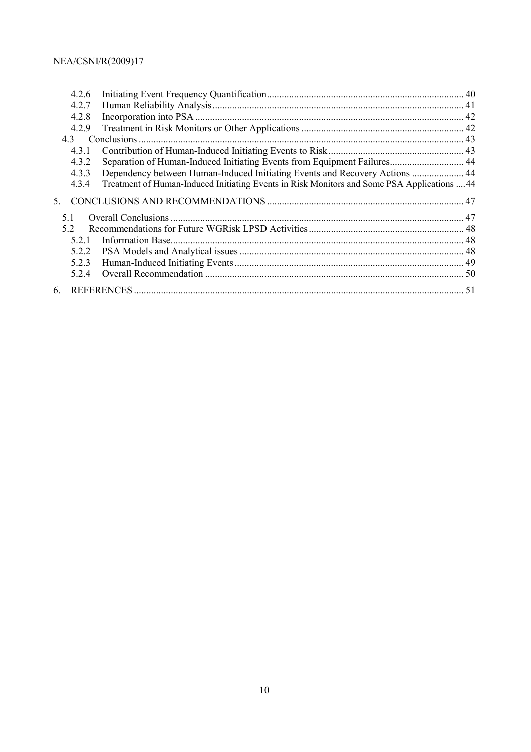4.2.6 Initiating Event Frequency Quantification ... 40
4.2.7 Human Reliability Analysis ... 41
4.2.8 Incorporation into PSA ... 42
4.2.9 Treatment in Risk Monitors or Other Applications ... 42
4.3 Conclusions ... 43
4.3.1 Contribution of Human-Induced Initiating Events to Risk ... 43
4.3.2 Separation of Human-Induced Initiating Events from Equipment Failures ... 44
4.3.3 Dependency between Human-Induced Initiating Events and Recovery Actions ... 44
4.3.4 Treatment of Human-Induced Initiating Events in Risk Monitors and Some PSA Applications ... 44

5. CONCLUSIONS AND RECOMMENDATIONS ... 47

5.1 Overall Conclusions ... 47
5.2 Recommendations for Future WGRisk LPSD Activities ... 48
5.2.1 Information Base ... 48
5.2.2 PSA Models and Analytical issues ... 48
5.2.3 Human-Induced Initiating Events ... 49
5.2.4 Overall Recommendation ... 50

6. REFERENCES ... 51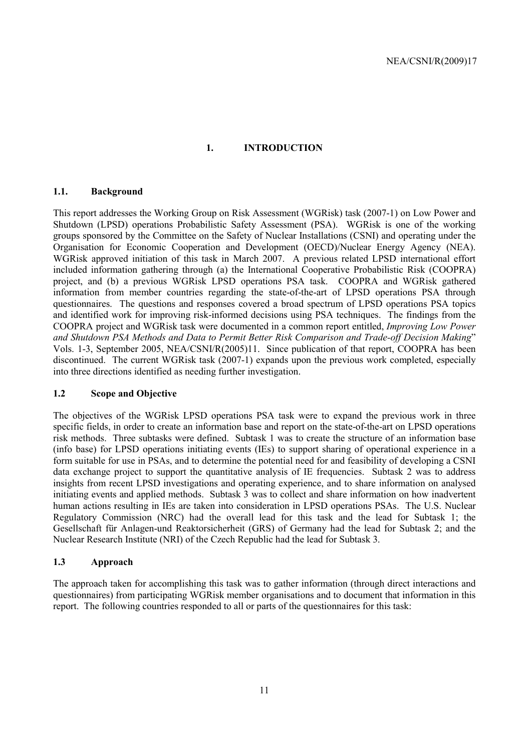# 1. INTRODUCTION

## 1.1. Background

This report addresses the Working Group on Risk Assessment (WGRisk) task (2007-1) on Low Power and Shutdown (LPSD) operations Probabilistic Safety Assessment (PSA). WGRisk is one of the working groups sponsored by the Committee on the Safety of Nuclear Installations (CSNI) and operating under the Organisation for Economic Cooperation and Development (OECD)/Nuclear Energy Agency (NEA). WGRisk approved initiation of this task in March 2007. A previous related LPSD international effort included information gathering through (a) the International Cooperative Probabilistic Risk (COOPRA) project, and (b) a previous WGRisk LPSD operations PSA task. COOPRA and WGRisk gathered information from member countries regarding the state-of-the-art of LPSD operations PSA through questionnaires. The questions and responses covered a broad spectrum of LPSD operations PSA topics and identified work for improving risk-informed decisions using PSA techniques. The findings from the COOPRA project and WGRisk task were documented in a common report entitled, *Improving Low Power and Shutdown PSA Methods and Data to Permit Better Risk Comparison and Trade-off Decision Making*" Vols. 1-3, September 2005, NEA/CSNI/R(2005)11. Since publication of that report, COOPRA has been discontinued. The current WGRisk task (2007-1) expands upon the previous work completed, especially into three directions identified as needing further investigation.

## 1.2 Scope and Objective

The objectives of the WGRisk LPSD operations PSA task were to expand the previous work in three specific fields, in order to create an information base and report on the state-of-the-art on LPSD operations risk methods. Three subtasks were defined. Subtask 1 was to create the structure of an information base (info base) for LPSD operations initiating events (IEs) to support sharing of operational experience in a form suitable for use in PSAs, and to determine the potential need for and feasibility of developing a CSNI data exchange project to support the quantitative analysis of IE frequencies. Subtask 2 was to address insights from recent LPSD investigations and operating experience, and to share information on analysed initiating events and applied methods. Subtask 3 was to collect and share information on how inadvertent human actions resulting in IEs are taken into consideration in LPSD operations PSAs. The U.S. Nuclear Regulatory Commission (NRC) had the overall lead for this task and the lead for Subtask 1; the Gesellschaft für Anlagen-und Reaktorsicherheit (GRS) of Germany had the lead for Subtask 2; and the Nuclear Research Institute (NRI) of the Czech Republic had the lead for Subtask 3.

## 1.3 Approach

The approach taken for accomplishing this task was to gather information (through direct interactions and questionnaires) from participating WGRisk member organisations and to document that information in this report. The following countries responded to all or parts of the questionnaires for this task: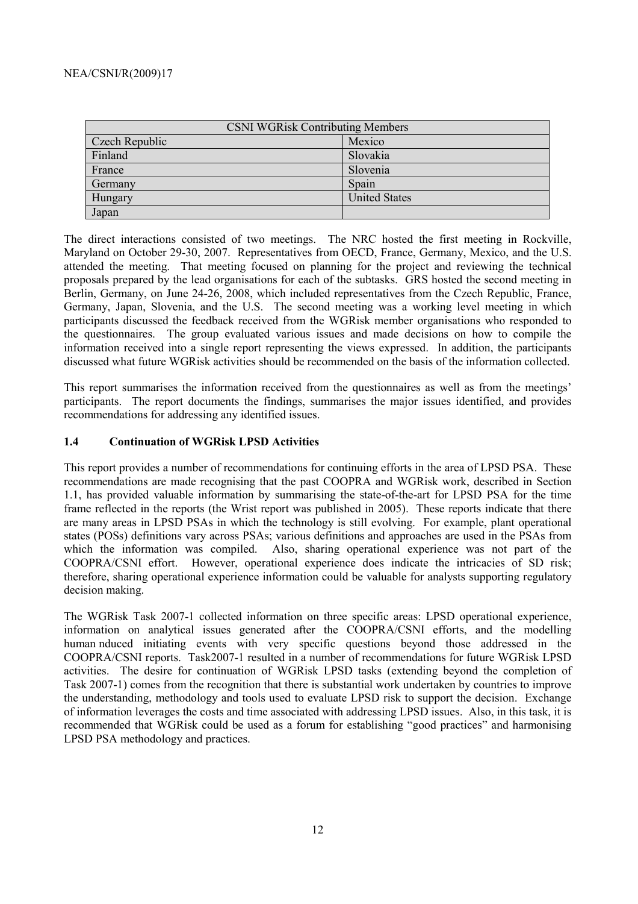| CSNI WGRisk Contributing Members | |
|---|---|
| Czech Republic | Mexico |
| Finland | Slovakia |
| France | Slovenia |
| Germany | Spain |
| Hungary | United States |
| Japan | |

The direct interactions consisted of two meetings. The NRC hosted the first meeting in Rockville, Maryland on October 29-30, 2007. Representatives from OECD, France, Germany, Mexico, and the U.S. attended the meeting. That meeting focused on planning for the project and reviewing the technical proposals prepared by the lead organisations for each of the subtasks. GRS hosted the second meeting in Berlin, Germany, on June 24-26, 2008, which included representatives from the Czech Republic, France, Germany, Japan, Slovenia, and the U.S. The second meeting was a working level meeting in which participants discussed the feedback received from the WGRisk member organisations who responded to the questionnaires. The group evaluated various issues and made decisions on how to compile the information received into a single report representing the views expressed. In addition, the participants discussed what future WGRisk activities should be recommended on the basis of the information collected.

This report summarises the information received from the questionnaires as well as from the meetings' participants. The report documents the findings, summarises the major issues identified, and provides recommendations for addressing any identified issues.

### 1.4 Continuation of WGRisk LPSD Activities

This report provides a number of recommendations for continuing efforts in the area of LPSD PSA. These recommendations are made recognising that the past COOPRA and WGRisk work, described in Section 1.1, has provided valuable information by summarising the state-of-the-art for LPSD PSA for the time frame reflected in the reports (the Wrist report was published in 2005). These reports indicate that there are many areas in LPSD PSAs in which the technology is still evolving. For example, plant operational states (POSs) definitions vary across PSAs; various definitions and approaches are used in the PSAs from which the information was compiled. Also, sharing operational experience was not part of the COOPRA/CSNI effort. However, operational experience does indicate the intricacies of SD risk; therefore, sharing operational experience information could be valuable for analysts supporting regulatory decision making.

The WGRisk Task 2007-1 collected information on three specific areas: LPSD operational experience, information on analytical issues generated after the COOPRA/CSNI efforts, and the modelling human nduced initiating events with very specific questions beyond those addressed in the COOPRA/CSNI reports. Task2007-1 resulted in a number of recommendations for future WGRisk LPSD activities. The desire for continuation of WGRisk LPSD tasks (extending beyond the completion of Task 2007-1) comes from the recognition that there is substantial work undertaken by countries to improve the understanding, methodology and tools used to evaluate LPSD risk to support the decision. Exchange of information leverages the costs and time associated with addressing LPSD issues. Also, in this task, it is recommended that WGRisk could be used as a forum for establishing "good practices" and harmonising LPSD PSA methodology and practices.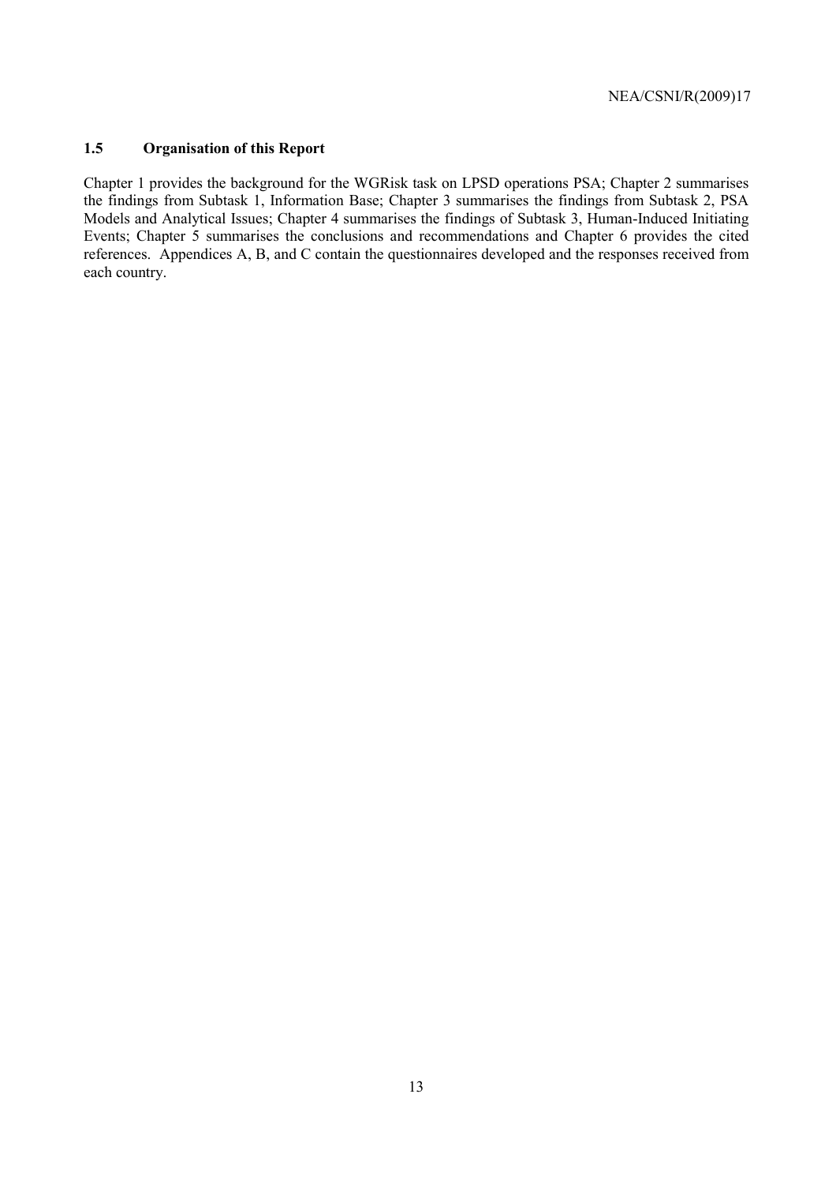### 1.5 Organisation of this Report

Chapter 1 provides the background for the WGRisk task on LPSD operations PSA; Chapter 2 summarises the findings from Subtask 1, Information Base; Chapter 3 summarises the findings from Subtask 2, PSA Models and Analytical Issues; Chapter 4 summarises the findings of Subtask 3, Human-Induced Initiating Events; Chapter 5 summarises the conclusions and recommendations and Chapter 6 provides the cited references. Appendices A, B, and C contain the questionnaires developed and the responses received from each country.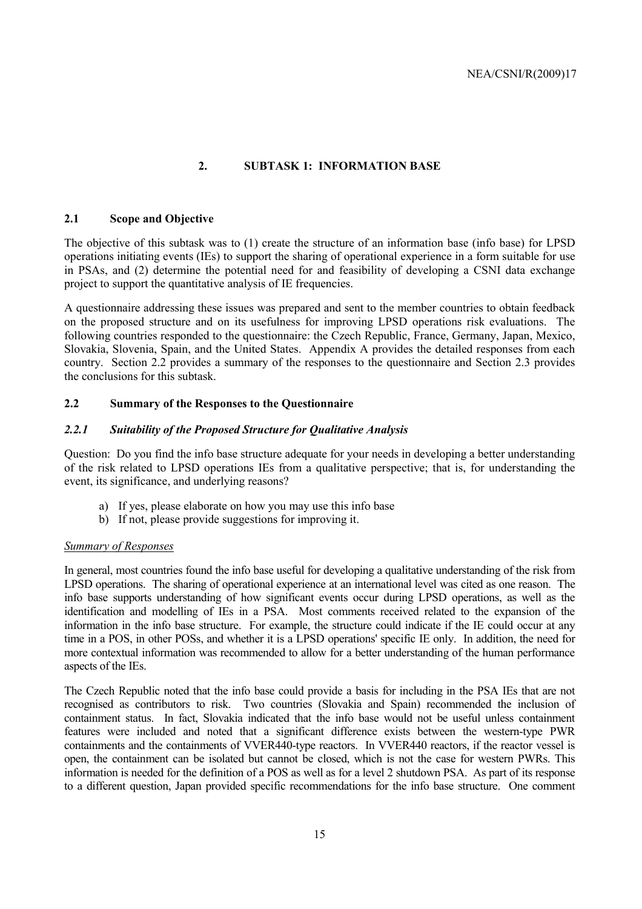## 2. SUBTASK 1: INFORMATION BASE

### 2.1 Scope and Objective

The objective of this subtask was to (1) create the structure of an information base (info base) for LPSD operations initiating events (IEs) to support the sharing of operational experience in a form suitable for use in PSAs, and (2) determine the potential need for and feasibility of developing a CSNI data exchange project to support the quantitative analysis of IE frequencies.

A questionnaire addressing these issues was prepared and sent to the member countries to obtain feedback on the proposed structure and on its usefulness for improving LPSD operations risk evaluations. The following countries responded to the questionnaire: the Czech Republic, France, Germany, Japan, Mexico, Slovakia, Slovenia, Spain, and the United States. Appendix A provides the detailed responses from each country. Section 2.2 provides a summary of the responses to the questionnaire and Section 2.3 provides the conclusions for this subtask.

### 2.2 Summary of the Responses to the Questionnaire

#### *2.2.1 Suitability of the Proposed Structure for Qualitative Analysis*

Question: Do you find the info base structure adequate for your needs in developing a better understanding of the risk related to LPSD operations IEs from a qualitative perspective; that is, for understanding the event, its significance, and underlying reasons?

a) If yes, please elaborate on how you may use this info base
b) If not, please provide suggestions for improving it.

*Summary of Responses*

In general, most countries found the info base useful for developing a qualitative understanding of the risk from LPSD operations. The sharing of operational experience at an international level was cited as one reason. The info base supports understanding of how significant events occur during LPSD operations, as well as the identification and modelling of IEs in a PSA. Most comments received related to the expansion of the information in the info base structure. For example, the structure could indicate if the IE could occur at any time in a POS, in other POSs, and whether it is a LPSD operations' specific IE only. In addition, the need for more contextual information was recommended to allow for a better understanding of the human performance aspects of the IEs.

The Czech Republic noted that the info base could provide a basis for including in the PSA IEs that are not recognised as contributors to risk. Two countries (Slovakia and Spain) recommended the inclusion of containment status. In fact, Slovakia indicated that the info base would not be useful unless containment features were included and noted that a significant difference exists between the western-type PWR containments and the containments of VVER440-type reactors. In VVER440 reactors, if the reactor vessel is open, the containment can be isolated but cannot be closed, which is not the case for western PWRs. This information is needed for the definition of a POS as well as for a level 2 shutdown PSA. As part of its response to a different question, Japan provided specific recommendations for the info base structure. One comment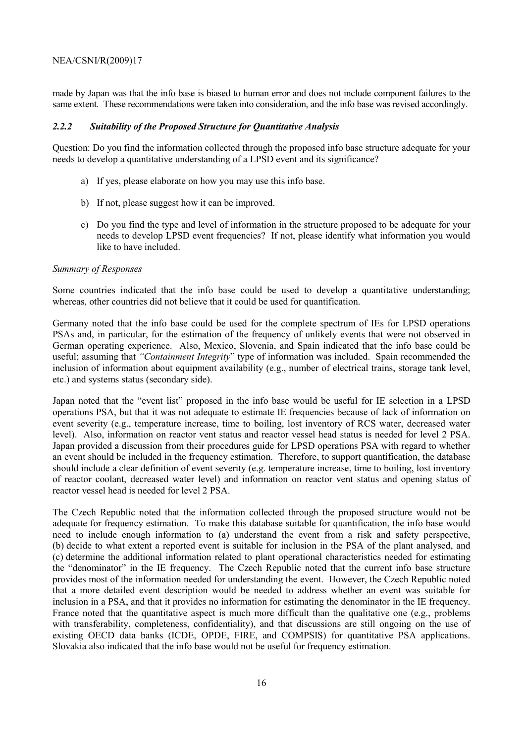made by Japan was that the info base is biased to human error and does not include component failures to the same extent. These recommendations were taken into consideration, and the info base was revised accordingly.

### *2.2.2 Suitability of the Proposed Structure for Quantitative Analysis*

Question: Do you find the information collected through the proposed info base structure adequate for your needs to develop a quantitative understanding of a LPSD event and its significance?

a) If yes, please elaborate on how you may use this info base.

b) If not, please suggest how it can be improved.

c) Do you find the type and level of information in the structure proposed to be adequate for your needs to develop LPSD event frequencies? If not, please identify what information you would like to have included.

*Summary of Responses*

Some countries indicated that the info base could be used to develop a quantitative understanding; whereas, other countries did not believe that it could be used for quantification.

Germany noted that the info base could be used for the complete spectrum of IEs for LPSD operations PSAs and, in particular, for the estimation of the frequency of unlikely events that were not observed in German operating experience. Also, Mexico, Slovenia, and Spain indicated that the info base could be useful; assuming that *"Containment Integrity*" type of information was included. Spain recommended the inclusion of information about equipment availability (e.g., number of electrical trains, storage tank level, etc.) and systems status (secondary side).

Japan noted that the "event list" proposed in the info base would be useful for IE selection in a LPSD operations PSA, but that it was not adequate to estimate IE frequencies because of lack of information on event severity (e.g., temperature increase, time to boiling, lost inventory of RCS water, decreased water level). Also, information on reactor vent status and reactor vessel head status is needed for level 2 PSA. Japan provided a discussion from their procedures guide for LPSD operations PSA with regard to whether an event should be included in the frequency estimation. Therefore, to support quantification, the database should include a clear definition of event severity (e.g. temperature increase, time to boiling, lost inventory of reactor coolant, decreased water level) and information on reactor vent status and opening status of reactor vessel head is needed for level 2 PSA.

The Czech Republic noted that the information collected through the proposed structure would not be adequate for frequency estimation. To make this database suitable for quantification, the info base would need to include enough information to (a) understand the event from a risk and safety perspective, (b) decide to what extent a reported event is suitable for inclusion in the PSA of the plant analysed, and (c) determine the additional information related to plant operational characteristics needed for estimating the "denominator" in the IE frequency. The Czech Republic noted that the current info base structure provides most of the information needed for understanding the event. However, the Czech Republic noted that a more detailed event description would be needed to address whether an event was suitable for inclusion in a PSA, and that it provides no information for estimating the denominator in the IE frequency. France noted that the quantitative aspect is much more difficult than the qualitative one (e.g., problems with transferability, completeness, confidentiality), and that discussions are still ongoing on the use of existing OECD data banks (ICDE, OPDE, FIRE, and COMPSIS) for quantitative PSA applications. Slovakia also indicated that the info base would not be useful for frequency estimation.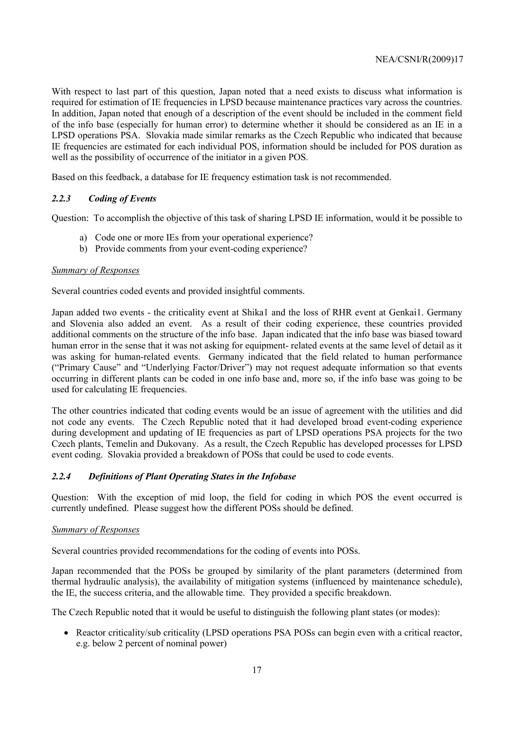With respect to last part of this question, Japan noted that a need exists to discuss what information is required for estimation of IE frequencies in LPSD because maintenance practices vary across the countries. In addition, Japan noted that enough of a description of the event should be included in the comment field of the info base (especially for human error) to determine whether it should be considered as an IE in a LPSD operations PSA. Slovakia made similar remarks as the Czech Republic who indicated that because IE frequencies are estimated for each individual POS, information should be included for POS duration as well as the possibility of occurrence of the initiator in a given POS.

Based on this feedback, a database for IE frequency estimation task is not recommended.

### *2.2.3 Coding of Events*

Question: To accomplish the objective of this task of sharing LPSD IE information, would it be possible to

a) Code one or more IEs from your operational experience?
b) Provide comments from your event-coding experience?

*Summary of Responses*

Several countries coded events and provided insightful comments.

Japan added two events - the criticality event at Shika1 and the loss of RHR event at Genkai1. Germany and Slovenia also added an event. As a result of their coding experience, these countries provided additional comments on the structure of the info base. Japan indicated that the info base was biased toward human error in the sense that it was not asking for equipment- related events at the same level of detail as it was asking for human-related events. Germany indicated that the field related to human performance ("Primary Cause" and "Underlying Factor/Driver") may not request adequate information so that events occurring in different plants can be coded in one info base and, more so, if the info base was going to be used for calculating IE frequencies.

The other countries indicated that coding events would be an issue of agreement with the utilities and did not code any events. The Czech Republic noted that it had developed broad event-coding experience during development and updating of IE frequencies as part of LPSD operations PSA projects for the two Czech plants, Temelin and Dukovany. As a result, the Czech Republic has developed processes for LPSD event coding. Slovakia provided a breakdown of POSs that could be used to code events.

### *2.2.4 Definitions of Plant Operating States in the Infobase*

Question: With the exception of mid loop, the field for coding in which POS the event occurred is currently undefined. Please suggest how the different POSs should be defined.

*Summary of Responses*

Several countries provided recommendations for the coding of events into POSs.

Japan recommended that the POSs be grouped by similarity of the plant parameters (determined from thermal hydraulic analysis), the availability of mitigation systems (influenced by maintenance schedule), the IE, the success criteria, and the allowable time. They provided a specific breakdown.

The Czech Republic noted that it would be useful to distinguish the following plant states (or modes):

- Reactor criticality/sub criticality (LPSD operations PSA POSs can begin even with a critical reactor, e.g. below 2 percent of nominal power)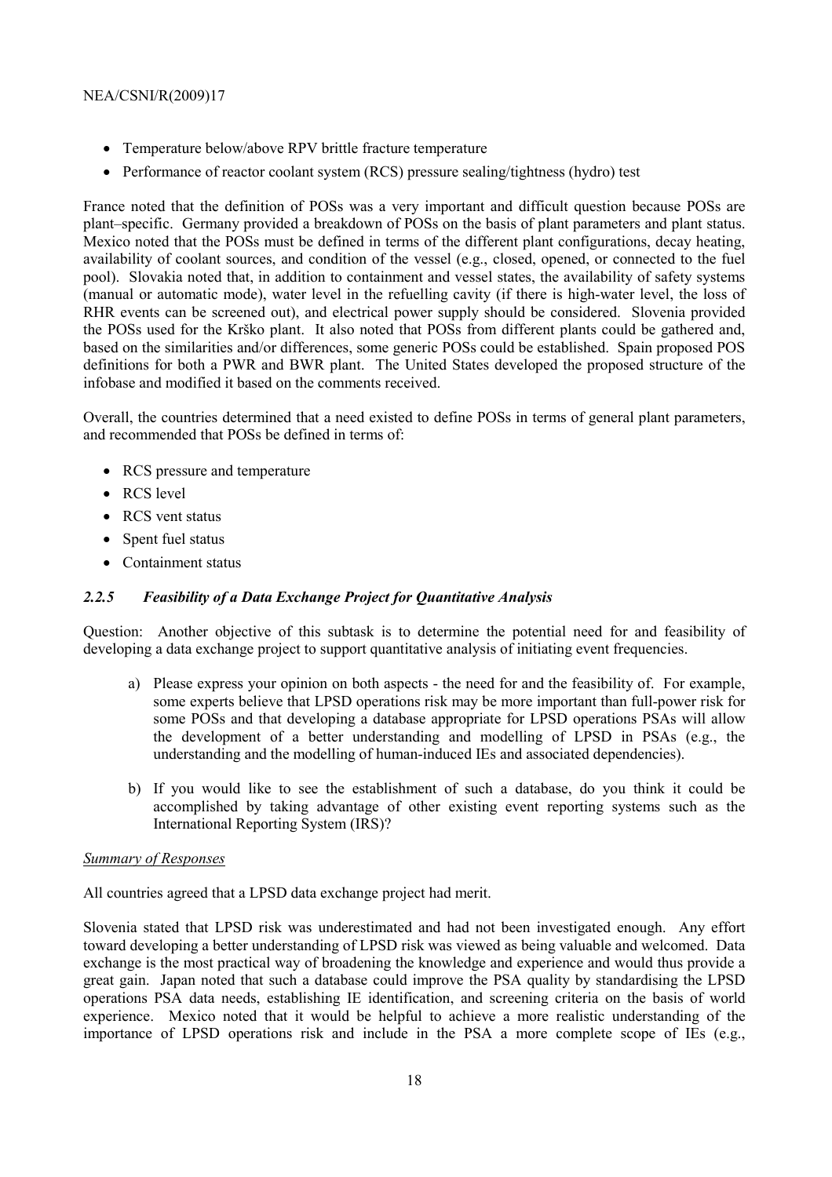- Temperature below/above RPV brittle fracture temperature
- Performance of reactor coolant system (RCS) pressure sealing/tightness (hydro) test

France noted that the definition of POSs was a very important and difficult question because POSs are plant–specific. Germany provided a breakdown of POSs on the basis of plant parameters and plant status. Mexico noted that the POSs must be defined in terms of the different plant configurations, decay heating, availability of coolant sources, and condition of the vessel (e.g., closed, opened, or connected to the fuel pool). Slovakia noted that, in addition to containment and vessel states, the availability of safety systems (manual or automatic mode), water level in the refuelling cavity (if there is high-water level, the loss of RHR events can be screened out), and electrical power supply should be considered. Slovenia provided the POSs used for the Krško plant. It also noted that POSs from different plants could be gathered and, based on the similarities and/or differences, some generic POSs could be established. Spain proposed POS definitions for both a PWR and BWR plant. The United States developed the proposed structure of the infobase and modified it based on the comments received.

Overall, the countries determined that a need existed to define POSs in terms of general plant parameters, and recommended that POSs be defined in terms of:

- RCS pressure and temperature
- RCS level
- RCS vent status
- Spent fuel status
- Containment status

### *2.2.5 Feasibility of a Data Exchange Project for Quantitative Analysis*

Question: Another objective of this subtask is to determine the potential need for and feasibility of developing a data exchange project to support quantitative analysis of initiating event frequencies.

a) Please express your opinion on both aspects - the need for and the feasibility of. For example, some experts believe that LPSD operations risk may be more important than full-power risk for some POSs and that developing a database appropriate for LPSD operations PSAs will allow the development of a better understanding and modelling of LPSD in PSAs (e.g., the understanding and the modelling of human-induced IEs and associated dependencies).

b) If you would like to see the establishment of such a database, do you think it could be accomplished by taking advantage of other existing event reporting systems such as the International Reporting System (IRS)?

*Summary of Responses*

All countries agreed that a LPSD data exchange project had merit.

Slovenia stated that LPSD risk was underestimated and had not been investigated enough. Any effort toward developing a better understanding of LPSD risk was viewed as being valuable and welcomed. Data exchange is the most practical way of broadening the knowledge and experience and would thus provide a great gain. Japan noted that such a database could improve the PSA quality by standardising the LPSD operations PSA data needs, establishing IE identification, and screening criteria on the basis of world experience. Mexico noted that it would be helpful to achieve a more realistic understanding of the importance of LPSD operations risk and include in the PSA a more complete scope of IEs (e.g.,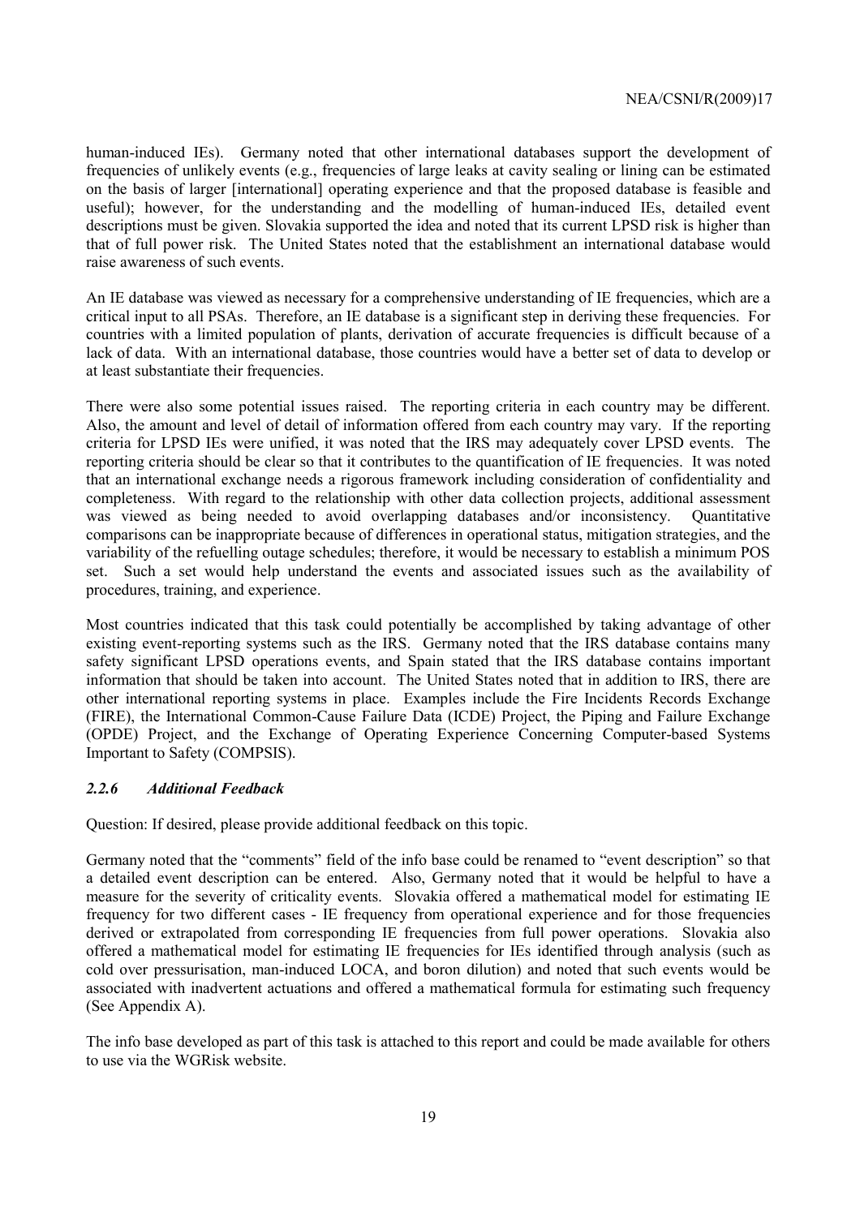human-induced IEs). Germany noted that other international databases support the development of frequencies of unlikely events (e.g., frequencies of large leaks at cavity sealing or lining can be estimated on the basis of larger [international] operating experience and that the proposed database is feasible and useful); however, for the understanding and the modelling of human-induced IEs, detailed event descriptions must be given. Slovakia supported the idea and noted that its current LPSD risk is higher than that of full power risk. The United States noted that the establishment an international database would raise awareness of such events.

An IE database was viewed as necessary for a comprehensive understanding of IE frequencies, which are a critical input to all PSAs. Therefore, an IE database is a significant step in deriving these frequencies. For countries with a limited population of plants, derivation of accurate frequencies is difficult because of a lack of data. With an international database, those countries would have a better set of data to develop or at least substantiate their frequencies.

There were also some potential issues raised. The reporting criteria in each country may be different. Also, the amount and level of detail of information offered from each country may vary. If the reporting criteria for LPSD IEs were unified, it was noted that the IRS may adequately cover LPSD events. The reporting criteria should be clear so that it contributes to the quantification of IE frequencies. It was noted that an international exchange needs a rigorous framework including consideration of confidentiality and completeness. With regard to the relationship with other data collection projects, additional assessment was viewed as being needed to avoid overlapping databases and/or inconsistency. Quantitative comparisons can be inappropriate because of differences in operational status, mitigation strategies, and the variability of the refuelling outage schedules; therefore, it would be necessary to establish a minimum POS set. Such a set would help understand the events and associated issues such as the availability of procedures, training, and experience.

Most countries indicated that this task could potentially be accomplished by taking advantage of other existing event-reporting systems such as the IRS. Germany noted that the IRS database contains many safety significant LPSD operations events, and Spain stated that the IRS database contains important information that should be taken into account. The United States noted that in addition to IRS, there are other international reporting systems in place. Examples include the Fire Incidents Records Exchange (FIRE), the International Common-Cause Failure Data (ICDE) Project, the Piping and Failure Exchange (OPDE) Project, and the Exchange of Operating Experience Concerning Computer-based Systems Important to Safety (COMPSIS).

### *2.2.6 Additional Feedback*

Question: If desired, please provide additional feedback on this topic.

Germany noted that the "comments" field of the info base could be renamed to "event description" so that a detailed event description can be entered. Also, Germany noted that it would be helpful to have a measure for the severity of criticality events. Slovakia offered a mathematical model for estimating IE frequency for two different cases - IE frequency from operational experience and for those frequencies derived or extrapolated from corresponding IE frequencies from full power operations. Slovakia also offered a mathematical model for estimating IE frequencies for IEs identified through analysis (such as cold over pressurisation, man-induced LOCA, and boron dilution) and noted that such events would be associated with inadvertent actuations and offered a mathematical formula for estimating such frequency (See Appendix A).

The info base developed as part of this task is attached to this report and could be made available for others to use via the WGRisk website.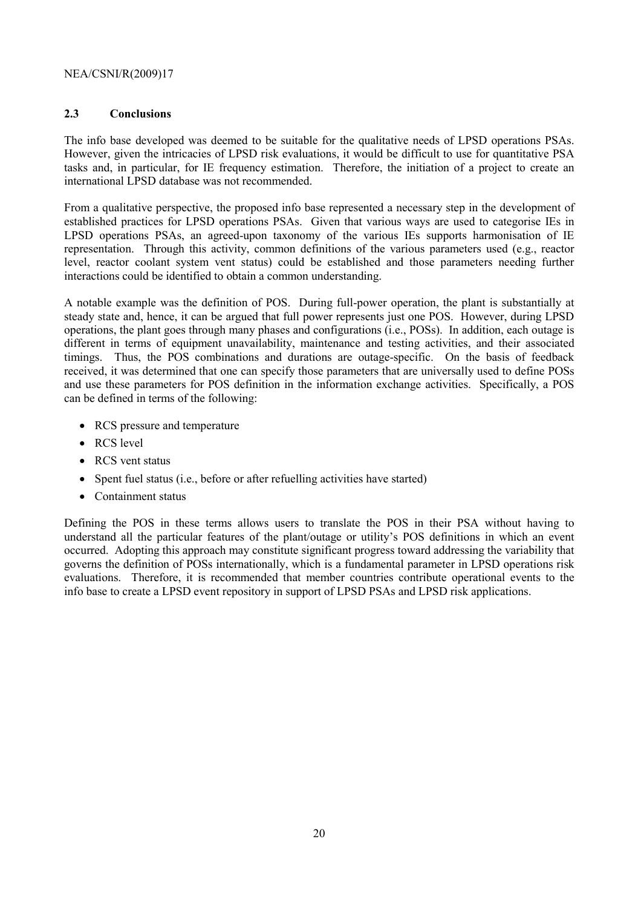## 2.3 Conclusions

The info base developed was deemed to be suitable for the qualitative needs of LPSD operations PSAs. However, given the intricacies of LPSD risk evaluations, it would be difficult to use for quantitative PSA tasks and, in particular, for IE frequency estimation. Therefore, the initiation of a project to create an international LPSD database was not recommended.

From a qualitative perspective, the proposed info base represented a necessary step in the development of established practices for LPSD operations PSAs. Given that various ways are used to categorise IEs in LPSD operations PSAs, an agreed-upon taxonomy of the various IEs supports harmonisation of IE representation. Through this activity, common definitions of the various parameters used (e.g., reactor level, reactor coolant system vent status) could be established and those parameters needing further interactions could be identified to obtain a common understanding.

A notable example was the definition of POS. During full-power operation, the plant is substantially at steady state and, hence, it can be argued that full power represents just one POS. However, during LPSD operations, the plant goes through many phases and configurations (i.e., POSs). In addition, each outage is different in terms of equipment unavailability, maintenance and testing activities, and their associated timings. Thus, the POS combinations and durations are outage-specific. On the basis of feedback received, it was determined that one can specify those parameters that are universally used to define POSs and use these parameters for POS definition in the information exchange activities. Specifically, a POS can be defined in terms of the following:

- RCS pressure and temperature
- RCS level
- RCS vent status
- Spent fuel status (i.e., before or after refuelling activities have started)
- Containment status

Defining the POS in these terms allows users to translate the POS in their PSA without having to understand all the particular features of the plant/outage or utility's POS definitions in which an event occurred. Adopting this approach may constitute significant progress toward addressing the variability that governs the definition of POSs internationally, which is a fundamental parameter in LPSD operations risk evaluations. Therefore, it is recommended that member countries contribute operational events to the info base to create a LPSD event repository in support of LPSD PSAs and LPSD risk applications.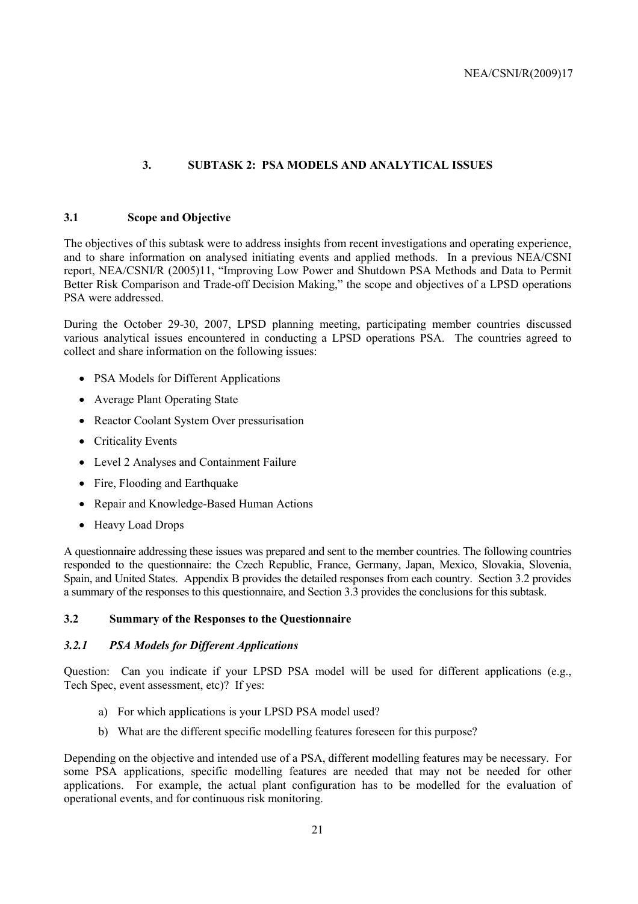## 3. SUBTASK 2: PSA MODELS AND ANALYTICAL ISSUES

### 3.1 Scope and Objective

The objectives of this subtask were to address insights from recent investigations and operating experience, and to share information on analysed initiating events and applied methods. In a previous NEA/CSNI report, NEA/CSNI/R (2005)11, "Improving Low Power and Shutdown PSA Methods and Data to Permit Better Risk Comparison and Trade-off Decision Making," the scope and objectives of a LPSD operations PSA were addressed.

During the October 29-30, 2007, LPSD planning meeting, participating member countries discussed various analytical issues encountered in conducting a LPSD operations PSA. The countries agreed to collect and share information on the following issues:

- PSA Models for Different Applications
- Average Plant Operating State
- Reactor Coolant System Over pressurisation
- Criticality Events
- Level 2 Analyses and Containment Failure
- Fire, Flooding and Earthquake
- Repair and Knowledge-Based Human Actions
- Heavy Load Drops

A questionnaire addressing these issues was prepared and sent to the member countries. The following countries responded to the questionnaire: the Czech Republic, France, Germany, Japan, Mexico, Slovakia, Slovenia, Spain, and United States. Appendix B provides the detailed responses from each country. Section 3.2 provides a summary of the responses to this questionnaire, and Section 3.3 provides the conclusions for this subtask.

### 3.2 Summary of the Responses to the Questionnaire

#### *3.2.1 PSA Models for Different Applications*

Question: Can you indicate if your LPSD PSA model will be used for different applications (e.g., Tech Spec, event assessment, etc)? If yes:

a) For which applications is your LPSD PSA model used?

b) What are the different specific modelling features foreseen for this purpose?

Depending on the objective and intended use of a PSA, different modelling features may be necessary. For some PSA applications, specific modelling features are needed that may not be needed for other applications. For example, the actual plant configuration has to be modelled for the evaluation of operational events, and for continuous risk monitoring.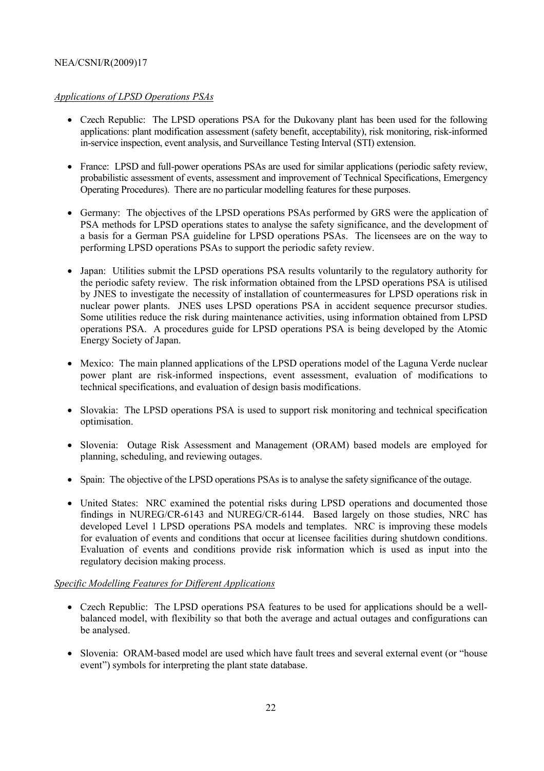*Applications of LPSD Operations PSAs*

- Czech Republic: The LPSD operations PSA for the Dukovany plant has been used for the following applications: plant modification assessment (safety benefit, acceptability), risk monitoring, risk-informed in-service inspection, event analysis, and Surveillance Testing Interval (STI) extension.

- France: LPSD and full-power operations PSAs are used for similar applications (periodic safety review, probabilistic assessment of events, assessment and improvement of Technical Specifications, Emergency Operating Procedures). There are no particular modelling features for these purposes.

- Germany: The objectives of the LPSD operations PSAs performed by GRS were the application of PSA methods for LPSD operations states to analyse the safety significance, and the development of a basis for a German PSA guideline for LPSD operations PSAs. The licensees are on the way to performing LPSD operations PSAs to support the periodic safety review.

- Japan: Utilities submit the LPSD operations PSA results voluntarily to the regulatory authority for the periodic safety review. The risk information obtained from the LPSD operations PSA is utilised by JNES to investigate the necessity of installation of countermeasures for LPSD operations risk in nuclear power plants. JNES uses LPSD operations PSA in accident sequence precursor studies. Some utilities reduce the risk during maintenance activities, using information obtained from LPSD operations PSA. A procedures guide for LPSD operations PSA is being developed by the Atomic Energy Society of Japan.

- Mexico: The main planned applications of the LPSD operations model of the Laguna Verde nuclear power plant are risk-informed inspections, event assessment, evaluation of modifications to technical specifications, and evaluation of design basis modifications.

- Slovakia: The LPSD operations PSA is used to support risk monitoring and technical specification optimisation.

- Slovenia: Outage Risk Assessment and Management (ORAM) based models are employed for planning, scheduling, and reviewing outages.

- Spain: The objective of the LPSD operations PSAs is to analyse the safety significance of the outage.

- United States: NRC examined the potential risks during LPSD operations and documented those findings in NUREG/CR-6143 and NUREG/CR-6144. Based largely on those studies, NRC has developed Level 1 LPSD operations PSA models and templates. NRC is improving these models for evaluation of events and conditions that occur at licensee facilities during shutdown conditions. Evaluation of events and conditions provide risk information which is used as input into the regulatory decision making process.

*Specific Modelling Features for Different Applications*

- Czech Republic: The LPSD operations PSA features to be used for applications should be a well-balanced model, with flexibility so that both the average and actual outages and configurations can be analysed.

- Slovenia: ORAM-based model are used which have fault trees and several external event (or "house event") symbols for interpreting the plant state database.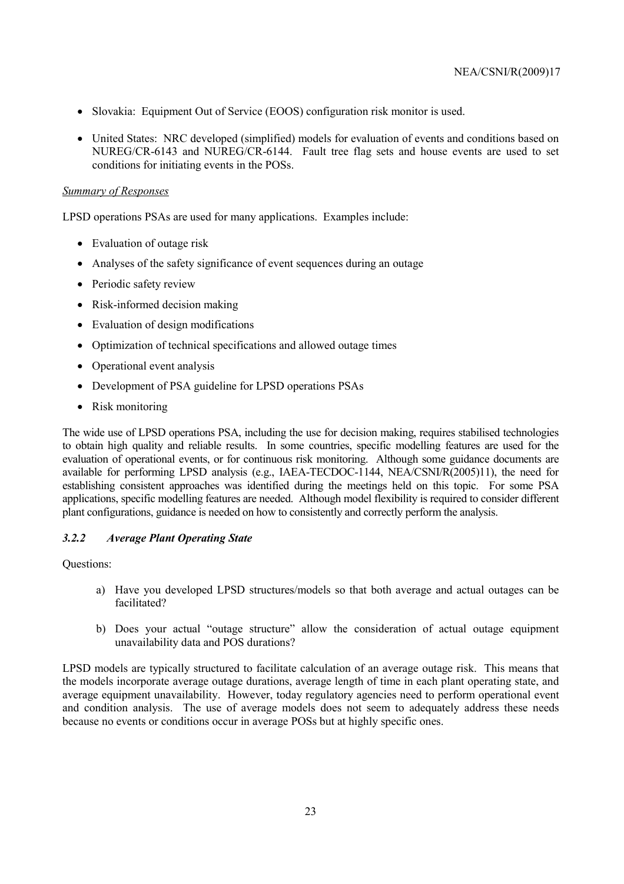- Slovakia: Equipment Out of Service (EOOS) configuration risk monitor is used.
- United States: NRC developed (simplified) models for evaluation of events and conditions based on NUREG/CR-6143 and NUREG/CR-6144. Fault tree flag sets and house events are used to set conditions for initiating events in the POSs.

*Summary of Responses*

LPSD operations PSAs are used for many applications. Examples include:

- Evaluation of outage risk
- Analyses of the safety significance of event sequences during an outage
- Periodic safety review
- Risk-informed decision making
- Evaluation of design modifications
- Optimization of technical specifications and allowed outage times
- Operational event analysis
- Development of PSA guideline for LPSD operations PSAs
- Risk monitoring

The wide use of LPSD operations PSA, including the use for decision making, requires stabilised technologies to obtain high quality and reliable results. In some countries, specific modelling features are used for the evaluation of operational events, or for continuous risk monitoring. Although some guidance documents are available for performing LPSD analysis (e.g., IAEA-TECDOC-1144, NEA/CSNI/R(2005)11), the need for establishing consistent approaches was identified during the meetings held on this topic. For some PSA applications, specific modelling features are needed. Although model flexibility is required to consider different plant configurations, guidance is needed on how to consistently and correctly perform the analysis.

### *3.2.2 Average Plant Operating State*

Questions:

a) Have you developed LPSD structures/models so that both average and actual outages can be facilitated?

b) Does your actual "outage structure" allow the consideration of actual outage equipment unavailability data and POS durations?

LPSD models are typically structured to facilitate calculation of an average outage risk. This means that the models incorporate average outage durations, average length of time in each plant operating state, and average equipment unavailability. However, today regulatory agencies need to perform operational event and condition analysis. The use of average models does not seem to adequately address these needs because no events or conditions occur in average POSs but at highly specific ones.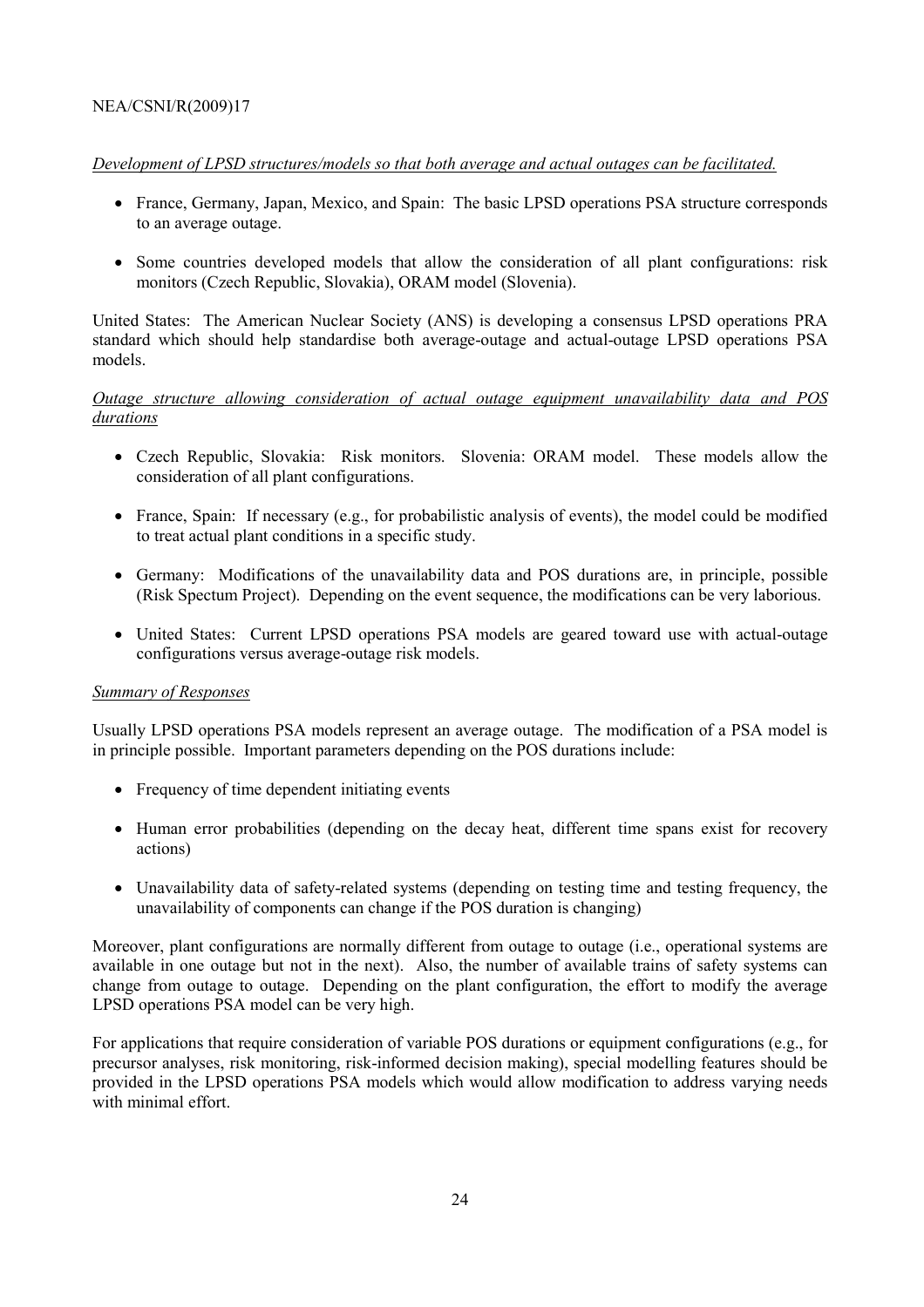*Development of LPSD structures/models so that both average and actual outages can be facilitated.*

- France, Germany, Japan, Mexico, and Spain: The basic LPSD operations PSA structure corresponds to an average outage.
- Some countries developed models that allow the consideration of all plant configurations: risk monitors (Czech Republic, Slovakia), ORAM model (Slovenia).

United States: The American Nuclear Society (ANS) is developing a consensus LPSD operations PRA standard which should help standardise both average-outage and actual-outage LPSD operations PSA models.

*Outage structure allowing consideration of actual outage equipment unavailability data and POS durations*

- Czech Republic, Slovakia: Risk monitors. Slovenia: ORAM model. These models allow the consideration of all plant configurations.
- France, Spain: If necessary (e.g., for probabilistic analysis of events), the model could be modified to treat actual plant conditions in a specific study.
- Germany: Modifications of the unavailability data and POS durations are, in principle, possible (Risk Spectum Project). Depending on the event sequence, the modifications can be very laborious.
- United States: Current LPSD operations PSA models are geared toward use with actual-outage configurations versus average-outage risk models.

*Summary of Responses*

Usually LPSD operations PSA models represent an average outage. The modification of a PSA model is in principle possible. Important parameters depending on the POS durations include:

- Frequency of time dependent initiating events
- Human error probabilities (depending on the decay heat, different time spans exist for recovery actions)
- Unavailability data of safety-related systems (depending on testing time and testing frequency, the unavailability of components can change if the POS duration is changing)

Moreover, plant configurations are normally different from outage to outage (i.e., operational systems are available in one outage but not in the next). Also, the number of available trains of safety systems can change from outage to outage. Depending on the plant configuration, the effort to modify the average LPSD operations PSA model can be very high.

For applications that require consideration of variable POS durations or equipment configurations (e.g., for precursor analyses, risk monitoring, risk-informed decision making), special modelling features should be provided in the LPSD operations PSA models which would allow modification to address varying needs with minimal effort.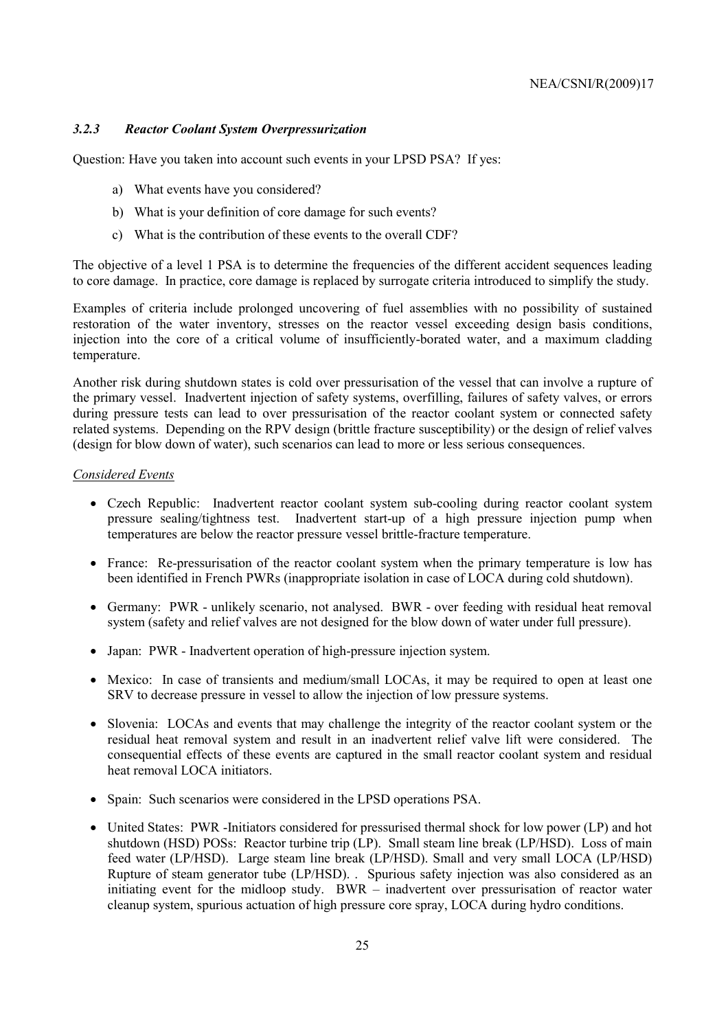### *3.2.3 Reactor Coolant System Overpressurization*

Question: Have you taken into account such events in your LPSD PSA? If yes:

a) What events have you considered?
b) What is your definition of core damage for such events?
c) What is the contribution of these events to the overall CDF?

The objective of a level 1 PSA is to determine the frequencies of the different accident sequences leading to core damage. In practice, core damage is replaced by surrogate criteria introduced to simplify the study.

Examples of criteria include prolonged uncovering of fuel assemblies with no possibility of sustained restoration of the water inventory, stresses on the reactor vessel exceeding design basis conditions, injection into the core of a critical volume of insufficiently-borated water, and a maximum cladding temperature.

Another risk during shutdown states is cold over pressurisation of the vessel that can involve a rupture of the primary vessel. Inadvertent injection of safety systems, overfilling, failures of safety valves, or errors during pressure tests can lead to over pressurisation of the reactor coolant system or connected safety related systems. Depending on the RPV design (brittle fracture susceptibility) or the design of relief valves (design for blow down of water), such scenarios can lead to more or less serious consequences.

<u>*Considered Events*</u>

- Czech Republic: Inadvertent reactor coolant system sub-cooling during reactor coolant system pressure sealing/tightness test. Inadvertent start-up of a high pressure injection pump when temperatures are below the reactor pressure vessel brittle-fracture temperature.
- France: Re-pressurisation of the reactor coolant system when the primary temperature is low has been identified in French PWRs (inappropriate isolation in case of LOCA during cold shutdown).
- Germany: PWR - unlikely scenario, not analysed. BWR - over feeding with residual heat removal system (safety and relief valves are not designed for the blow down of water under full pressure).
- Japan: PWR - Inadvertent operation of high-pressure injection system.
- Mexico: In case of transients and medium/small LOCAs, it may be required to open at least one SRV to decrease pressure in vessel to allow the injection of low pressure systems.
- Slovenia: LOCAs and events that may challenge the integrity of the reactor coolant system or the residual heat removal system and result in an inadvertent relief valve lift were considered. The consequential effects of these events are captured in the small reactor coolant system and residual heat removal LOCA initiators.
- Spain: Such scenarios were considered in the LPSD operations PSA.
- United States: PWR -Initiators considered for pressurised thermal shock for low power (LP) and hot shutdown (HSD) POSs: Reactor turbine trip (LP). Small steam line break (LP/HSD). Loss of main feed water (LP/HSD). Large steam line break (LP/HSD). Small and very small LOCA (LP/HSD) Rupture of steam generator tube (LP/HSD). . Spurious safety injection was also considered as an initiating event for the midloop study. BWR – inadvertent over pressurisation of reactor water cleanup system, spurious actuation of high pressure core spray, LOCA during hydro conditions.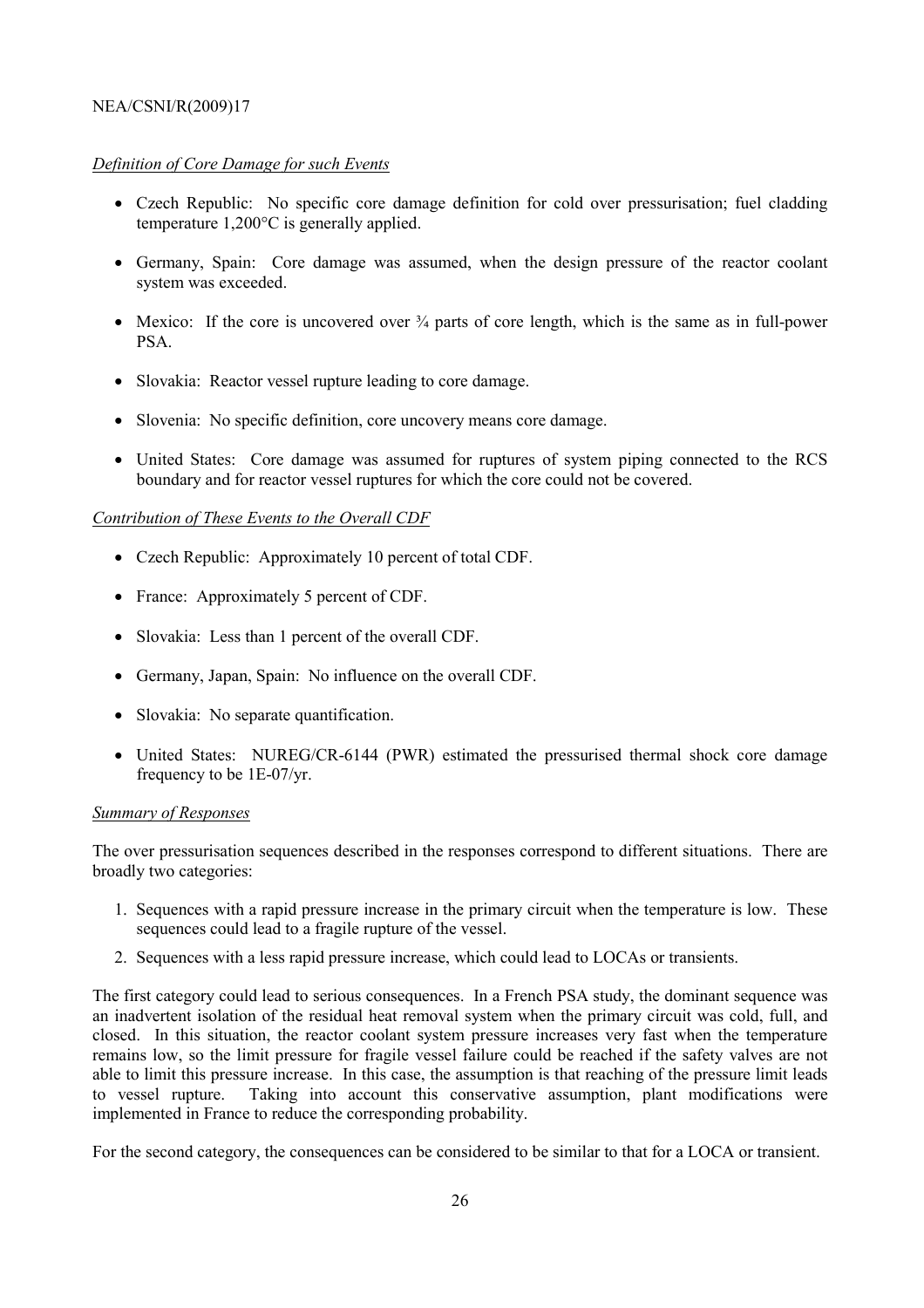*Definition of Core Damage for such Events*

- Czech Republic: No specific core damage definition for cold over pressurisation; fuel cladding temperature 1,200°C is generally applied.
- Germany, Spain: Core damage was assumed, when the design pressure of the reactor coolant system was exceeded.
- Mexico: If the core is uncovered over ¾ parts of core length, which is the same as in full-power PSA.
- Slovakia: Reactor vessel rupture leading to core damage.
- Slovenia: No specific definition, core uncovery means core damage.
- United States: Core damage was assumed for ruptures of system piping connected to the RCS boundary and for reactor vessel ruptures for which the core could not be covered.

*Contribution of These Events to the Overall CDF*

- Czech Republic: Approximately 10 percent of total CDF.
- France: Approximately 5 percent of CDF.
- Slovakia: Less than 1 percent of the overall CDF.
- Germany, Japan, Spain: No influence on the overall CDF.
- Slovakia: No separate quantification.
- United States: NUREG/CR-6144 (PWR) estimated the pressurised thermal shock core damage frequency to be 1E-07/yr.

*Summary of Responses*

The over pressurisation sequences described in the responses correspond to different situations. There are broadly two categories:

1. Sequences with a rapid pressure increase in the primary circuit when the temperature is low. These sequences could lead to a fragile rupture of the vessel.
2. Sequences with a less rapid pressure increase, which could lead to LOCAs or transients.

The first category could lead to serious consequences. In a French PSA study, the dominant sequence was an inadvertent isolation of the residual heat removal system when the primary circuit was cold, full, and closed. In this situation, the reactor coolant system pressure increases very fast when the temperature remains low, so the limit pressure for fragile vessel failure could be reached if the safety valves are not able to limit this pressure increase. In this case, the assumption is that reaching of the pressure limit leads to vessel rupture. Taking into account this conservative assumption, plant modifications were implemented in France to reduce the corresponding probability.

For the second category, the consequences can be considered to be similar to that for a LOCA or transient.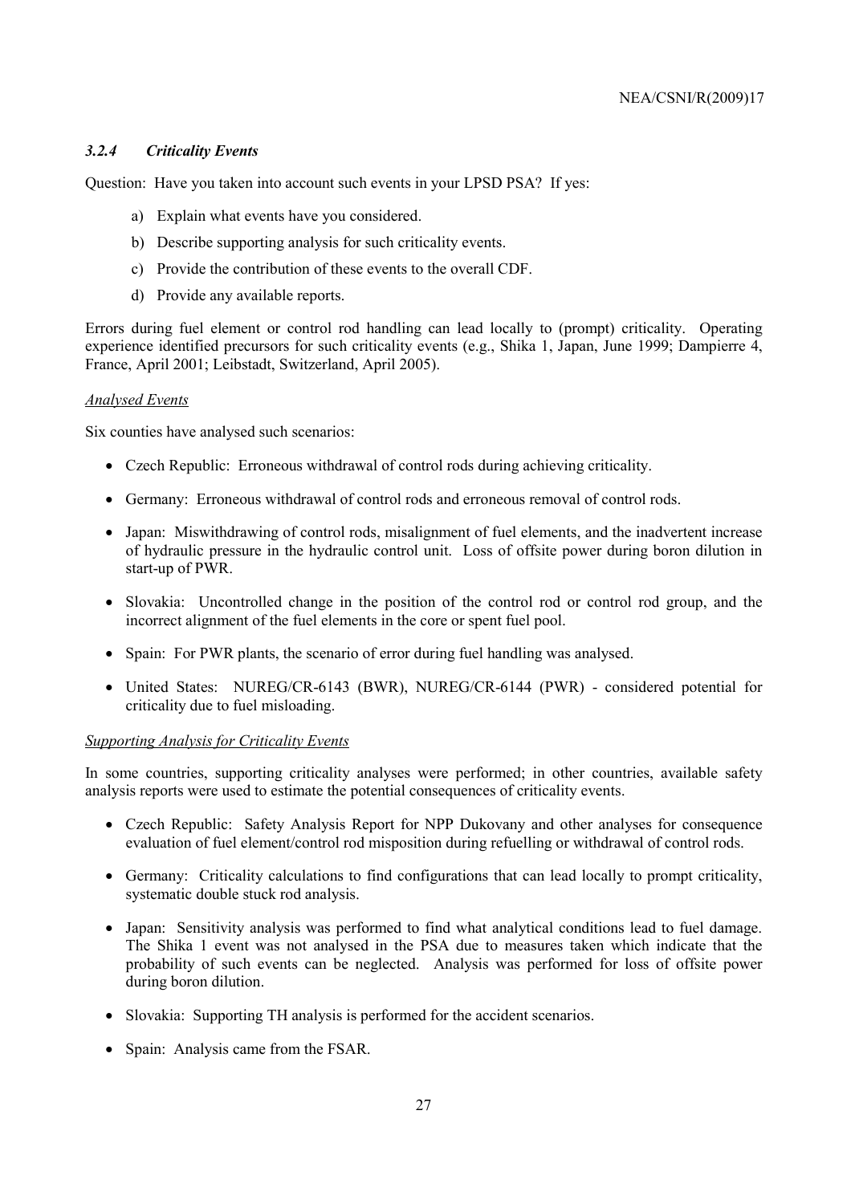### *3.2.4 Criticality Events*

Question: Have you taken into account such events in your LPSD PSA? If yes:

a) Explain what events have you considered.

b) Describe supporting analysis for such criticality events.

c) Provide the contribution of these events to the overall CDF.

d) Provide any available reports.

Errors during fuel element or control rod handling can lead locally to (prompt) criticality. Operating experience identified precursors for such criticality events (e.g., Shika 1, Japan, June 1999; Dampierre 4, France, April 2001; Leibstadt, Switzerland, April 2005).

*Analysed Events*

Six counties have analysed such scenarios:

- Czech Republic: Erroneous withdrawal of control rods during achieving criticality.
- Germany: Erroneous withdrawal of control rods and erroneous removal of control rods.
- Japan: Miswithdrawing of control rods, misalignment of fuel elements, and the inadvertent increase of hydraulic pressure in the hydraulic control unit. Loss of offsite power during boron dilution in start-up of PWR.
- Slovakia: Uncontrolled change in the position of the control rod or control rod group, and the incorrect alignment of the fuel elements in the core or spent fuel pool.
- Spain: For PWR plants, the scenario of error during fuel handling was analysed.
- United States: NUREG/CR-6143 (BWR), NUREG/CR-6144 (PWR) - considered potential for criticality due to fuel misloading.

*Supporting Analysis for Criticality Events*

In some countries, supporting criticality analyses were performed; in other countries, available safety analysis reports were used to estimate the potential consequences of criticality events.

- Czech Republic: Safety Analysis Report for NPP Dukovany and other analyses for consequence evaluation of fuel element/control rod misposition during refuelling or withdrawal of control rods.
- Germany: Criticality calculations to find configurations that can lead locally to prompt criticality, systematic double stuck rod analysis.
- Japan: Sensitivity analysis was performed to find what analytical conditions lead to fuel damage. The Shika 1 event was not analysed in the PSA due to measures taken which indicate that the probability of such events can be neglected. Analysis was performed for loss of offsite power during boron dilution.
- Slovakia: Supporting TH analysis is performed for the accident scenarios.
- Spain: Analysis came from the FSAR.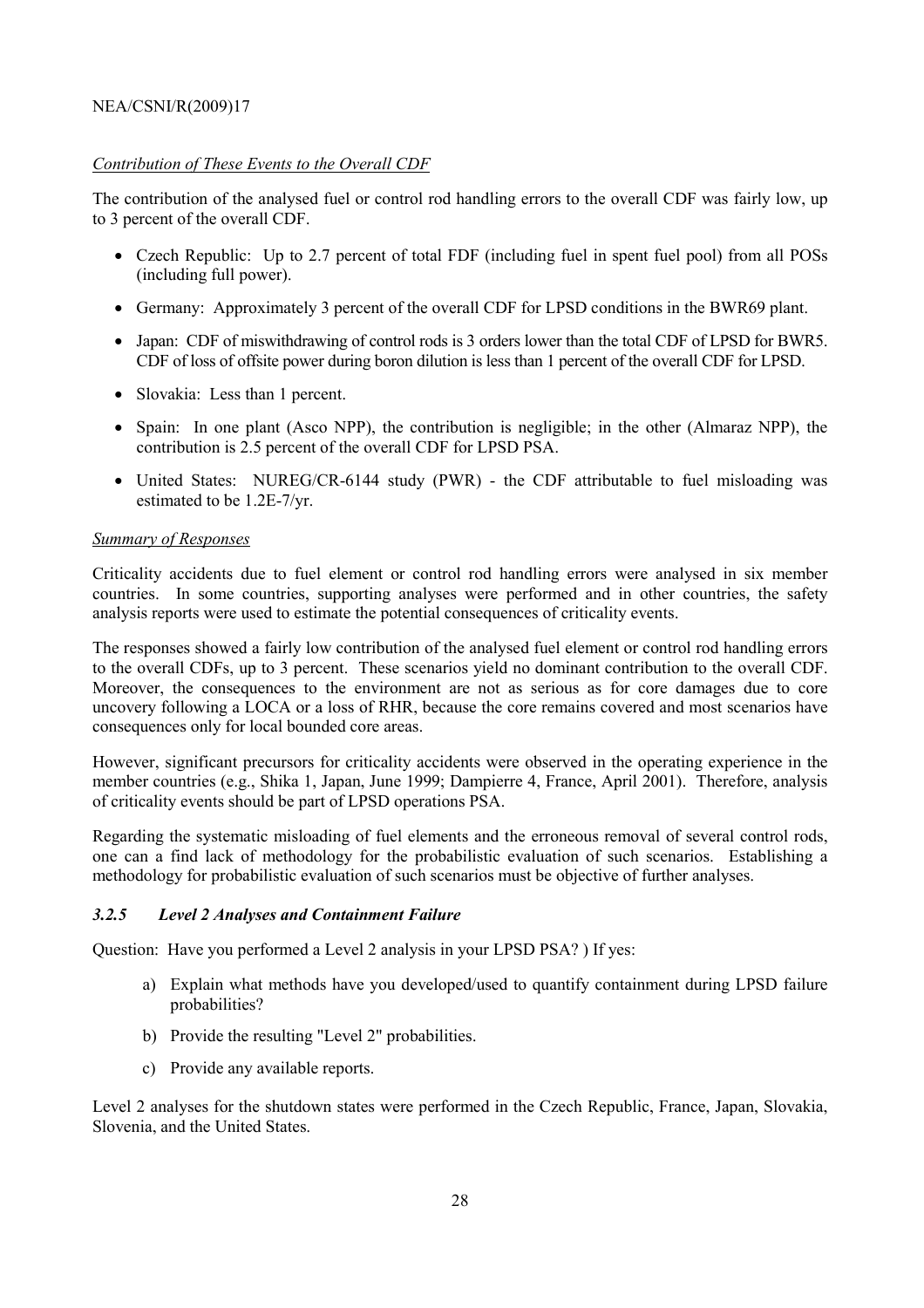*Contribution of These Events to the Overall CDF*

The contribution of the analysed fuel or control rod handling errors to the overall CDF was fairly low, up to 3 percent of the overall CDF.

- Czech Republic: Up to 2.7 percent of total FDF (including fuel in spent fuel pool) from all POSs (including full power).
- Germany: Approximately 3 percent of the overall CDF for LPSD conditions in the BWR69 plant.
- Japan: CDF of miswithdrawing of control rods is 3 orders lower than the total CDF of LPSD for BWR5. CDF of loss of offsite power during boron dilution is less than 1 percent of the overall CDF for LPSD.
- Slovakia: Less than 1 percent.
- Spain: In one plant (Asco NPP), the contribution is negligible; in the other (Almaraz NPP), the contribution is 2.5 percent of the overall CDF for LPSD PSA.
- United States: NUREG/CR-6144 study (PWR) - the CDF attributable to fuel misloading was estimated to be 1.2E-7/yr.

*Summary of Responses*

Criticality accidents due to fuel element or control rod handling errors were analysed in six member countries. In some countries, supporting analyses were performed and in other countries, the safety analysis reports were used to estimate the potential consequences of criticality events.

The responses showed a fairly low contribution of the analysed fuel element or control rod handling errors to the overall CDFs, up to 3 percent. These scenarios yield no dominant contribution to the overall CDF. Moreover, the consequences to the environment are not as serious as for core damages due to core uncovery following a LOCA or a loss of RHR, because the core remains covered and most scenarios have consequences only for local bounded core areas.

However, significant precursors for criticality accidents were observed in the operating experience in the member countries (e.g., Shika 1, Japan, June 1999; Dampierre 4, France, April 2001). Therefore, analysis of criticality events should be part of LPSD operations PSA.

Regarding the systematic misloading of fuel elements and the erroneous removal of several control rods, one can a find lack of methodology for the probabilistic evaluation of such scenarios. Establishing a methodology for probabilistic evaluation of such scenarios must be objective of further analyses.

### *3.2.5 Level 2 Analyses and Containment Failure*

Question: Have you performed a Level 2 analysis in your LPSD PSA? ) If yes:

a) Explain what methods have you developed/used to quantify containment during LPSD failure probabilities?

b) Provide the resulting "Level 2" probabilities.

c) Provide any available reports.

Level 2 analyses for the shutdown states were performed in the Czech Republic, France, Japan, Slovakia, Slovenia, and the United States.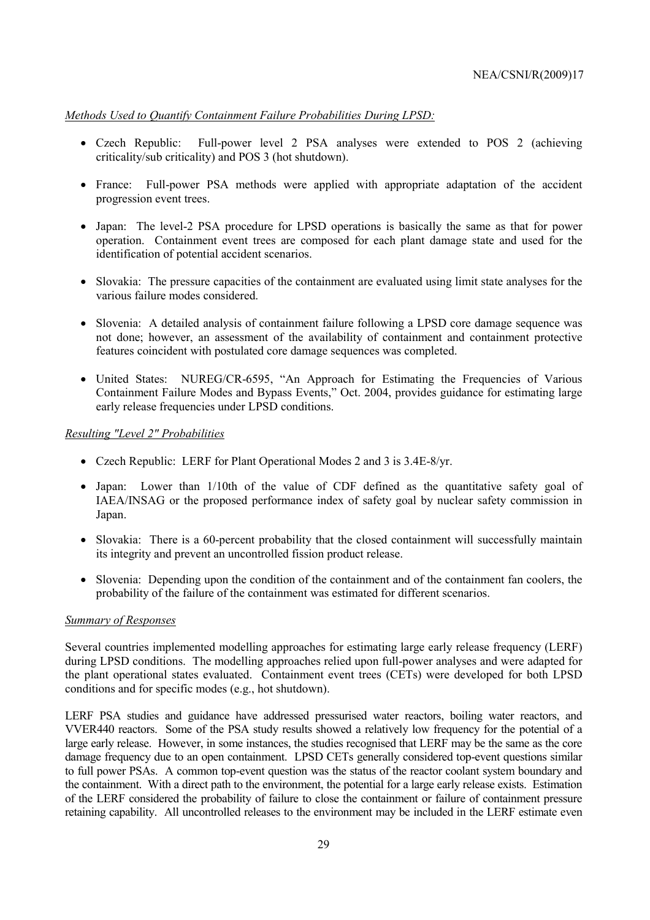*Methods Used to Quantify Containment Failure Probabilities During LPSD:*

- Czech Republic: Full-power level 2 PSA analyses were extended to POS 2 (achieving criticality/sub criticality) and POS 3 (hot shutdown).
- France: Full-power PSA methods were applied with appropriate adaptation of the accident progression event trees.
- Japan: The level-2 PSA procedure for LPSD operations is basically the same as that for power operation. Containment event trees are composed for each plant damage state and used for the identification of potential accident scenarios.
- Slovakia: The pressure capacities of the containment are evaluated using limit state analyses for the various failure modes considered.
- Slovenia: A detailed analysis of containment failure following a LPSD core damage sequence was not done; however, an assessment of the availability of containment and containment protective features coincident with postulated core damage sequences was completed.
- United States: NUREG/CR-6595, "An Approach for Estimating the Frequencies of Various Containment Failure Modes and Bypass Events," Oct. 2004, provides guidance for estimating large early release frequencies under LPSD conditions.

*Resulting "Level 2" Probabilities*

- Czech Republic: LERF for Plant Operational Modes 2 and 3 is 3.4E-8/yr.
- Japan: Lower than 1/10th of the value of CDF defined as the quantitative safety goal of IAEA/INSAG or the proposed performance index of safety goal by nuclear safety commission in Japan.
- Slovakia: There is a 60-percent probability that the closed containment will successfully maintain its integrity and prevent an uncontrolled fission product release.
- Slovenia: Depending upon the condition of the containment and of the containment fan coolers, the probability of the failure of the containment was estimated for different scenarios.

*Summary of Responses*

Several countries implemented modelling approaches for estimating large early release frequency (LERF) during LPSD conditions. The modelling approaches relied upon full-power analyses and were adapted for the plant operational states evaluated. Containment event trees (CETs) were developed for both LPSD conditions and for specific modes (e.g., hot shutdown).

LERF PSA studies and guidance have addressed pressurised water reactors, boiling water reactors, and VVER440 reactors. Some of the PSA study results showed a relatively low frequency for the potential of a large early release. However, in some instances, the studies recognised that LERF may be the same as the core damage frequency due to an open containment. LPSD CETs generally considered top-event questions similar to full power PSAs. A common top-event question was the status of the reactor coolant system boundary and the containment. With a direct path to the environment, the potential for a large early release exists. Estimation of the LERF considered the probability of failure to close the containment or failure of containment pressure retaining capability. All uncontrolled releases to the environment may be included in the LERF estimate even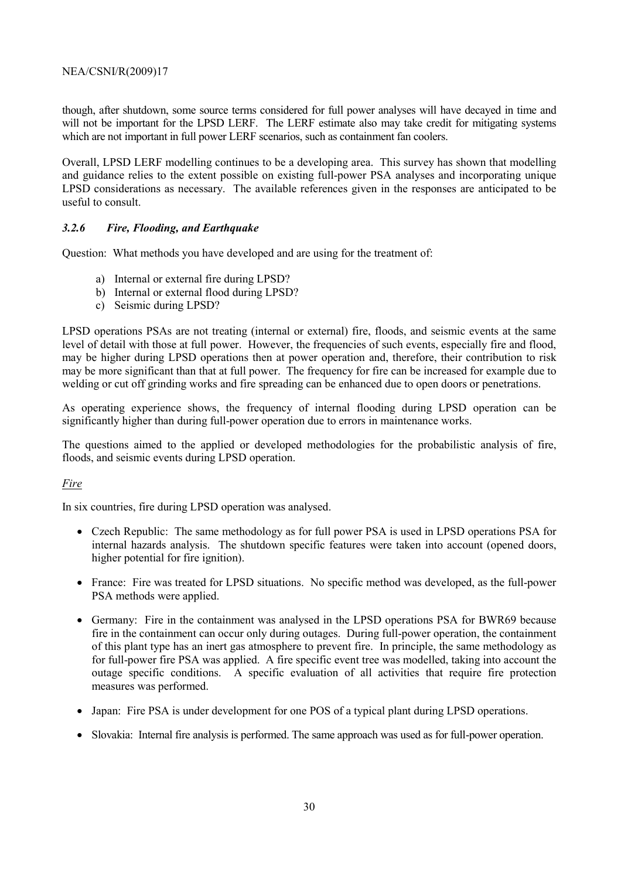though, after shutdown, some source terms considered for full power analyses will have decayed in time and will not be important for the LPSD LERF. The LERF estimate also may take credit for mitigating systems which are not important in full power LERF scenarios, such as containment fan coolers.

Overall, LPSD LERF modelling continues to be a developing area. This survey has shown that modelling and guidance relies to the extent possible on existing full-power PSA analyses and incorporating unique LPSD considerations as necessary. The available references given in the responses are anticipated to be useful to consult.

### *3.2.6 Fire, Flooding, and Earthquake*

Question: What methods you have developed and are using for the treatment of:

a) Internal or external fire during LPSD?
b) Internal or external flood during LPSD?
c) Seismic during LPSD?

LPSD operations PSAs are not treating (internal or external) fire, floods, and seismic events at the same level of detail with those at full power. However, the frequencies of such events, especially fire and flood, may be higher during LPSD operations then at power operation and, therefore, their contribution to risk may be more significant than that at full power. The frequency for fire can be increased for example due to welding or cut off grinding works and fire spreading can be enhanced due to open doors or penetrations.

As operating experience shows, the frequency of internal flooding during LPSD operation can be significantly higher than during full-power operation due to errors in maintenance works.

The questions aimed to the applied or developed methodologies for the probabilistic analysis of fire, floods, and seismic events during LPSD operation.

*Fire*

In six countries, fire during LPSD operation was analysed.

- Czech Republic: The same methodology as for full power PSA is used in LPSD operations PSA for internal hazards analysis. The shutdown specific features were taken into account (opened doors, higher potential for fire ignition).

- France: Fire was treated for LPSD situations. No specific method was developed, as the full-power PSA methods were applied.

- Germany: Fire in the containment was analysed in the LPSD operations PSA for BWR69 because fire in the containment can occur only during outages. During full-power operation, the containment of this plant type has an inert gas atmosphere to prevent fire. In principle, the same methodology as for full-power fire PSA was applied. A fire specific event tree was modelled, taking into account the outage specific conditions. A specific evaluation of all activities that require fire protection measures was performed.

- Japan: Fire PSA is under development for one POS of a typical plant during LPSD operations.

- Slovakia: Internal fire analysis is performed. The same approach was used as for full-power operation.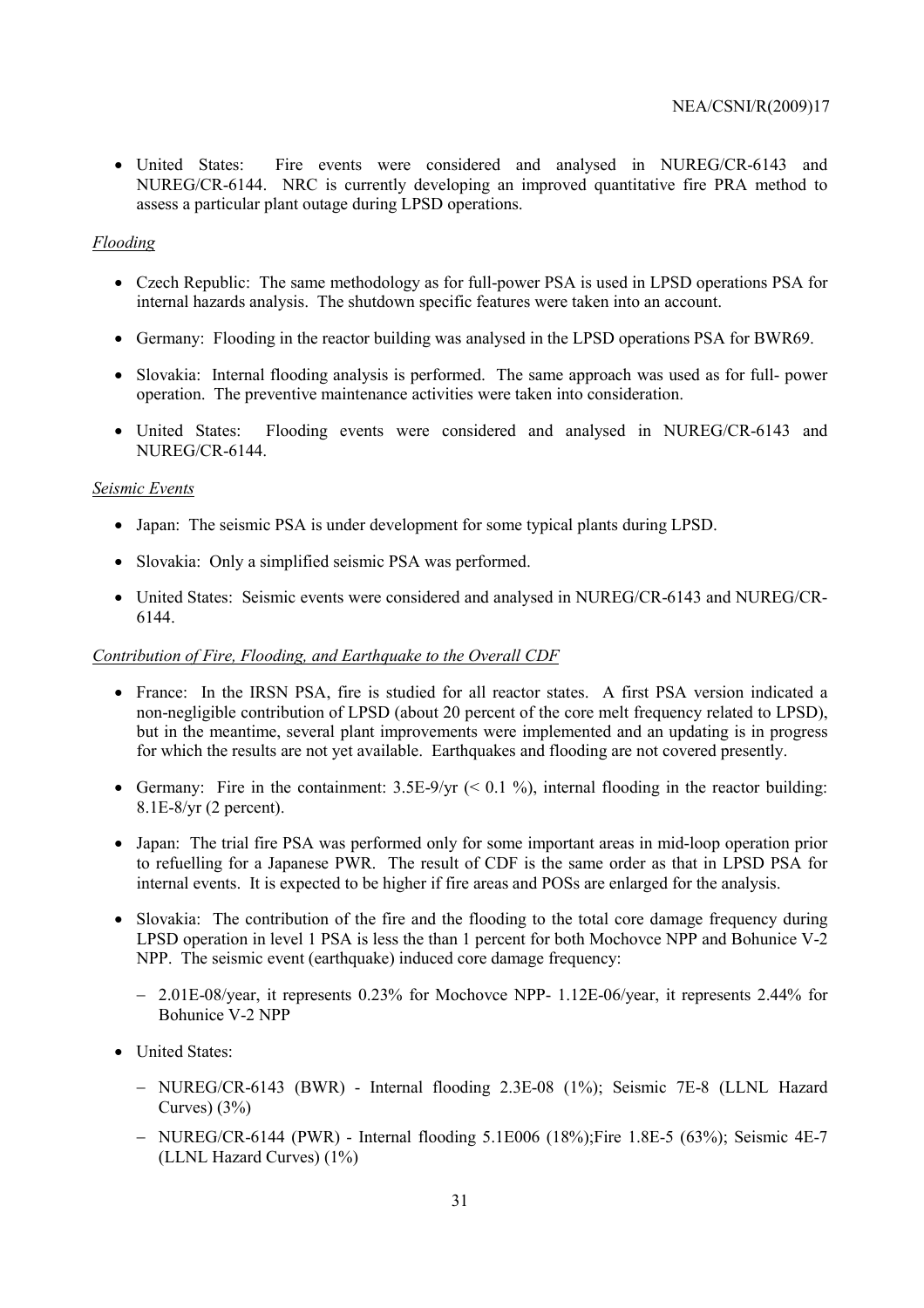- United States: Fire events were considered and analysed in NUREG/CR-6143 and NUREG/CR-6144. NRC is currently developing an improved quantitative fire PRA method to assess a particular plant outage during LPSD operations.

*Flooding*

- Czech Republic: The same methodology as for full-power PSA is used in LPSD operations PSA for internal hazards analysis. The shutdown specific features were taken into an account.
- Germany: Flooding in the reactor building was analysed in the LPSD operations PSA for BWR69.
- Slovakia: Internal flooding analysis is performed. The same approach was used as for full- power operation. The preventive maintenance activities were taken into consideration.
- United States: Flooding events were considered and analysed in NUREG/CR-6143 and NUREG/CR-6144.

*Seismic Events*

- Japan: The seismic PSA is under development for some typical plants during LPSD.
- Slovakia: Only a simplified seismic PSA was performed.
- United States: Seismic events were considered and analysed in NUREG/CR-6143 and NUREG/CR-6144.

*Contribution of Fire, Flooding, and Earthquake to the Overall CDF*

- France: In the IRSN PSA, fire is studied for all reactor states. A first PSA version indicated a non-negligible contribution of LPSD (about 20 percent of the core melt frequency related to LPSD), but in the meantime, several plant improvements were implemented and an updating is in progress for which the results are not yet available. Earthquakes and flooding are not covered presently.
- Germany: Fire in the containment: 3.5E-9/yr (< 0.1 %), internal flooding in the reactor building: 8.1E-8/yr (2 percent).
- Japan: The trial fire PSA was performed only for some important areas in mid-loop operation prior to refuelling for a Japanese PWR. The result of CDF is the same order as that in LPSD PSA for internal events. It is expected to be higher if fire areas and POSs are enlarged for the analysis.
- Slovakia: The contribution of the fire and the flooding to the total core damage frequency during LPSD operation in level 1 PSA is less the than 1 percent for both Mochovce NPP and Bohunice V-2 NPP. The seismic event (earthquake) induced core damage frequency:
  - 2.01E-08/year, it represents 0.23% for Mochovce NPP- 1.12E-06/year, it represents 2.44% for Bohunice V-2 NPP
- United States:
  - NUREG/CR-6143 (BWR) - Internal flooding 2.3E-08 (1%); Seismic 7E-8 (LLNL Hazard Curves) (3%)
  - NUREG/CR-6144 (PWR) - Internal flooding 5.1E006 (18%);Fire 1.8E-5 (63%); Seismic 4E-7 (LLNL Hazard Curves) (1%)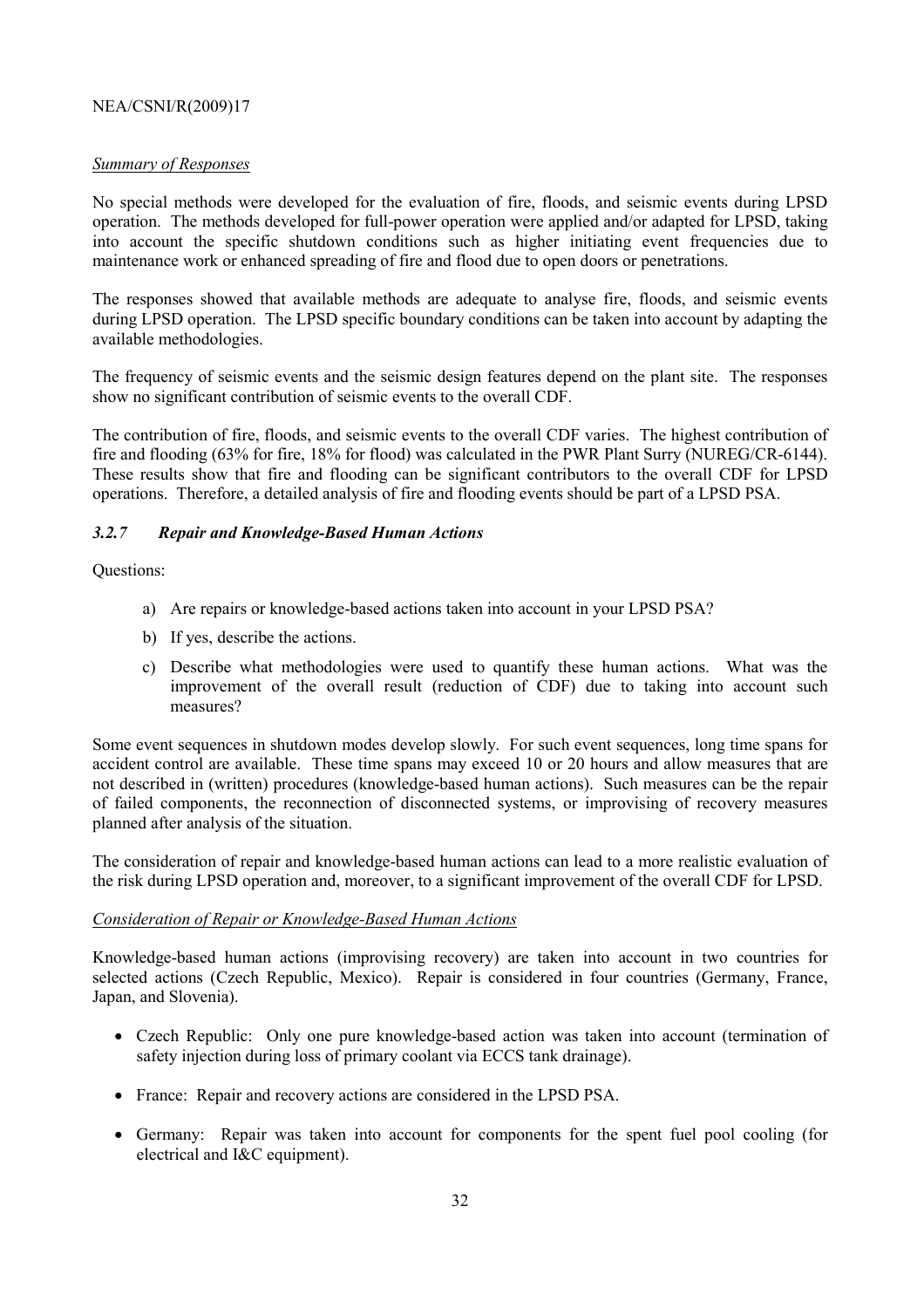*Summary of Responses*

No special methods were developed for the evaluation of fire, floods, and seismic events during LPSD operation. The methods developed for full-power operation were applied and/or adapted for LPSD, taking into account the specific shutdown conditions such as higher initiating event frequencies due to maintenance work or enhanced spreading of fire and flood due to open doors or penetrations.

The responses showed that available methods are adequate to analyse fire, floods, and seismic events during LPSD operation. The LPSD specific boundary conditions can be taken into account by adapting the available methodologies.

The frequency of seismic events and the seismic design features depend on the plant site. The responses show no significant contribution of seismic events to the overall CDF.

The contribution of fire, floods, and seismic events to the overall CDF varies. The highest contribution of fire and flooding (63% for fire, 18% for flood) was calculated in the PWR Plant Surry (NUREG/CR-6144). These results show that fire and flooding can be significant contributors to the overall CDF for LPSD operations. Therefore, a detailed analysis of fire and flooding events should be part of a LPSD PSA.

### *3.2.7 Repair and Knowledge-Based Human Actions*

Questions:

a) Are repairs or knowledge-based actions taken into account in your LPSD PSA?
b) If yes, describe the actions.
c) Describe what methodologies were used to quantify these human actions. What was the improvement of the overall result (reduction of CDF) due to taking into account such measures?

Some event sequences in shutdown modes develop slowly. For such event sequences, long time spans for accident control are available. These time spans may exceed 10 or 20 hours and allow measures that are not described in (written) procedures (knowledge-based human actions). Such measures can be the repair of failed components, the reconnection of disconnected systems, or improvising of recovery measures planned after analysis of the situation.

The consideration of repair and knowledge-based human actions can lead to a more realistic evaluation of the risk during LPSD operation and, moreover, to a significant improvement of the overall CDF for LPSD.

*Consideration of Repair or Knowledge-Based Human Actions*

Knowledge-based human actions (improvising recovery) are taken into account in two countries for selected actions (Czech Republic, Mexico). Repair is considered in four countries (Germany, France, Japan, and Slovenia).

- Czech Republic: Only one pure knowledge-based action was taken into account (termination of safety injection during loss of primary coolant via ECCS tank drainage).
- France: Repair and recovery actions are considered in the LPSD PSA.
- Germany: Repair was taken into account for components for the spent fuel pool cooling (for electrical and I&C equipment).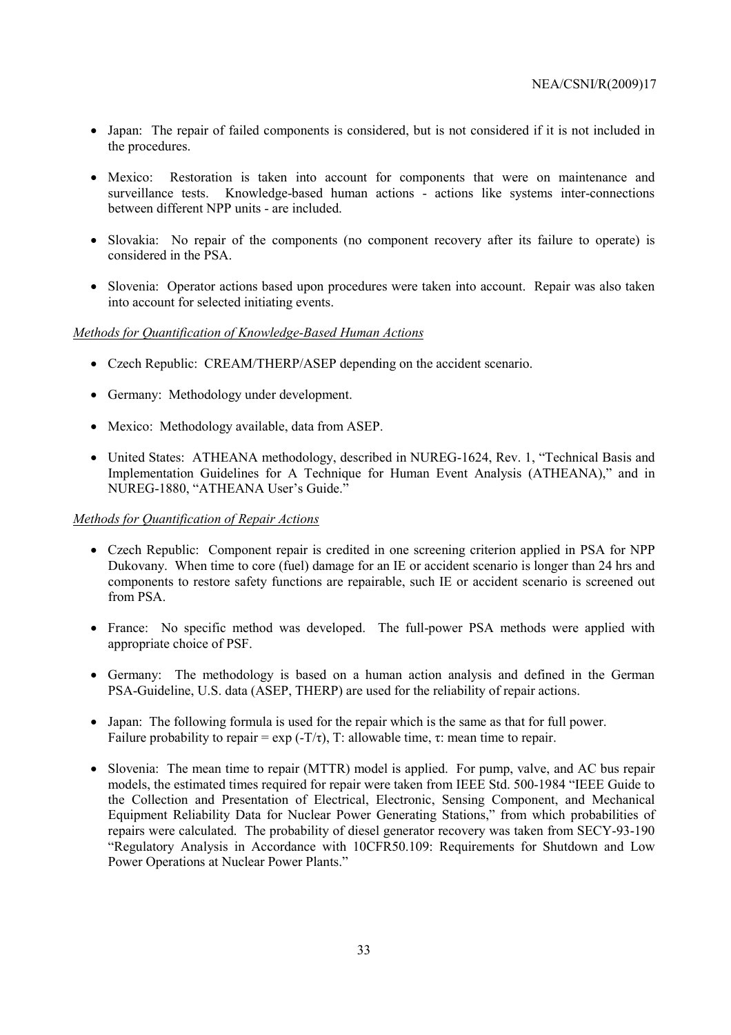- Japan: The repair of failed components is considered, but is not considered if it is not included in the procedures.

- Mexico: Restoration is taken into account for components that were on maintenance and surveillance tests. Knowledge-based human actions - actions like systems inter-connections between different NPP units - are included.

- Slovakia: No repair of the components (no component recovery after its failure to operate) is considered in the PSA.

- Slovenia: Operator actions based upon procedures were taken into account. Repair was also taken into account for selected initiating events.

*Methods for Quantification of Knowledge-Based Human Actions*

- Czech Republic: CREAM/THERP/ASEP depending on the accident scenario.

- Germany: Methodology under development.

- Mexico: Methodology available, data from ASEP.

- United States: ATHEANA methodology, described in NUREG-1624, Rev. 1, "Technical Basis and Implementation Guidelines for A Technique for Human Event Analysis (ATHEANA)," and in NUREG-1880, "ATHEANA User's Guide."

*Methods for Quantification of Repair Actions*

- Czech Republic: Component repair is credited in one screening criterion applied in PSA for NPP Dukovany. When time to core (fuel) damage for an IE or accident scenario is longer than 24 hrs and components to restore safety functions are repairable, such IE or accident scenario is screened out from PSA.

- France: No specific method was developed. The full-power PSA methods were applied with appropriate choice of PSF.

- Germany: The methodology is based on a human action analysis and defined in the German PSA-Guideline, U.S. data (ASEP, THERP) are used for the reliability of repair actions.

- Japan: The following formula is used for the repair which is the same as that for full power. Failure probability to repair = $\exp(-T/\tau)$, T: allowable time, $\tau$: mean time to repair.

- Slovenia: The mean time to repair (MTTR) model is applied. For pump, valve, and AC bus repair models, the estimated times required for repair were taken from IEEE Std. 500-1984 "IEEE Guide to the Collection and Presentation of Electrical, Electronic, Sensing Component, and Mechanical Equipment Reliability Data for Nuclear Power Generating Stations," from which probabilities of repairs were calculated. The probability of diesel generator recovery was taken from SECY-93-190 "Regulatory Analysis in Accordance with 10CFR50.109: Requirements for Shutdown and Low Power Operations at Nuclear Power Plants."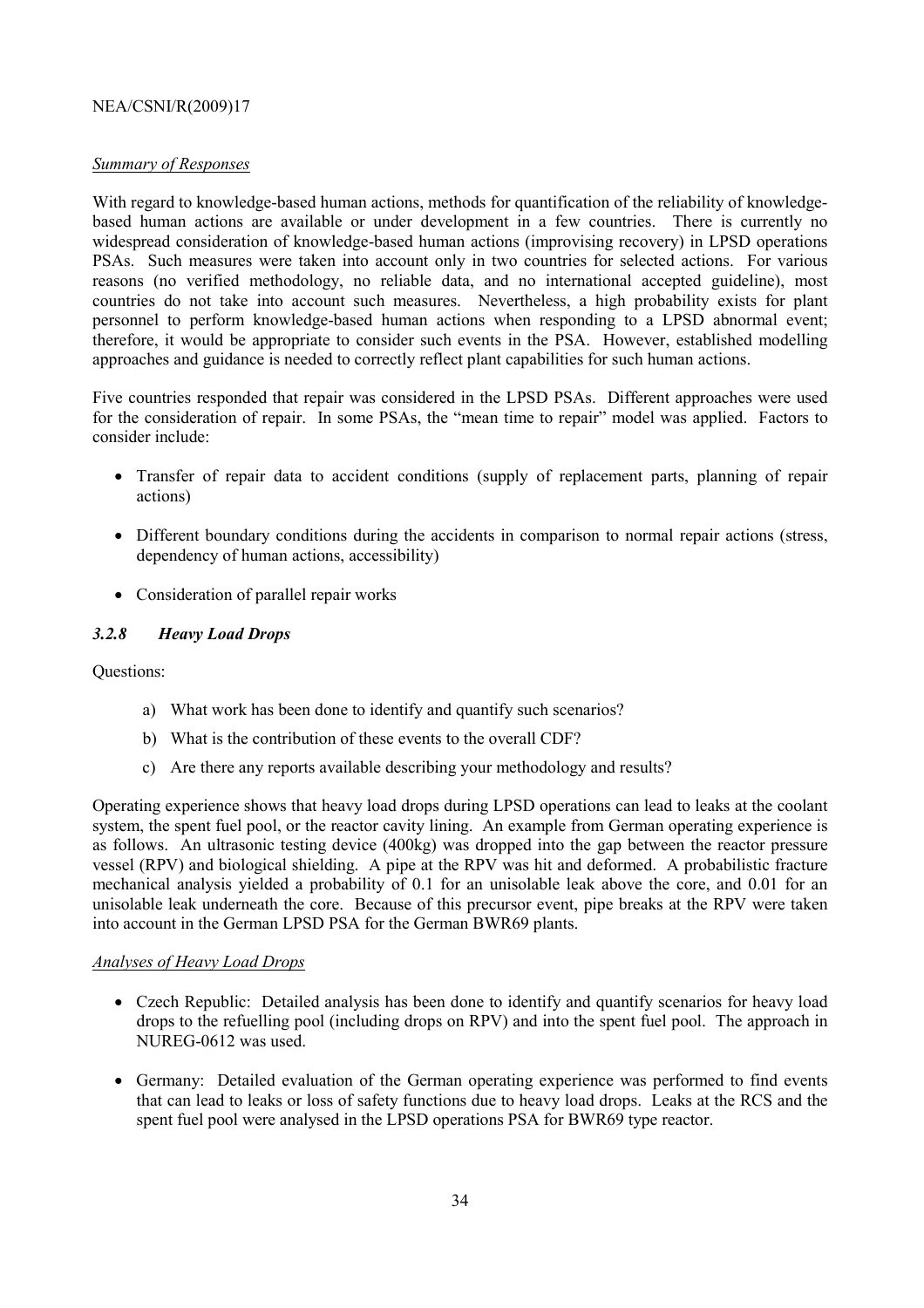*Summary of Responses*

With regard to knowledge-based human actions, methods for quantification of the reliability of knowledge-based human actions are available or under development in a few countries. There is currently no widespread consideration of knowledge-based human actions (improvising recovery) in LPSD operations PSAs. Such measures were taken into account only in two countries for selected actions. For various reasons (no verified methodology, no reliable data, and no international accepted guideline), most countries do not take into account such measures. Nevertheless, a high probability exists for plant personnel to perform knowledge-based human actions when responding to a LPSD abnormal event; therefore, it would be appropriate to consider such events in the PSA. However, established modelling approaches and guidance is needed to correctly reflect plant capabilities for such human actions.

Five countries responded that repair was considered in the LPSD PSAs. Different approaches were used for the consideration of repair. In some PSAs, the "mean time to repair" model was applied. Factors to consider include:

- Transfer of repair data to accident conditions (supply of replacement parts, planning of repair actions)
- Different boundary conditions during the accidents in comparison to normal repair actions (stress, dependency of human actions, accessibility)
- Consideration of parallel repair works

### *3.2.8 Heavy Load Drops*

Questions:

a) What work has been done to identify and quantify such scenarios?
b) What is the contribution of these events to the overall CDF?
c) Are there any reports available describing your methodology and results?

Operating experience shows that heavy load drops during LPSD operations can lead to leaks at the coolant system, the spent fuel pool, or the reactor cavity lining. An example from German operating experience is as follows. An ultrasonic testing device (400kg) was dropped into the gap between the reactor pressure vessel (RPV) and biological shielding. A pipe at the RPV was hit and deformed. A probabilistic fracture mechanical analysis yielded a probability of 0.1 for an unisolable leak above the core, and 0.01 for an unisolable leak underneath the core. Because of this precursor event, pipe breaks at the RPV were taken into account in the German LPSD PSA for the German BWR69 plants.

*Analyses of Heavy Load Drops*

- Czech Republic: Detailed analysis has been done to identify and quantify scenarios for heavy load drops to the refuelling pool (including drops on RPV) and into the spent fuel pool. The approach in NUREG-0612 was used.
- Germany: Detailed evaluation of the German operating experience was performed to find events that can lead to leaks or loss of safety functions due to heavy load drops. Leaks at the RCS and the spent fuel pool were analysed in the LPSD operations PSA for BWR69 type reactor.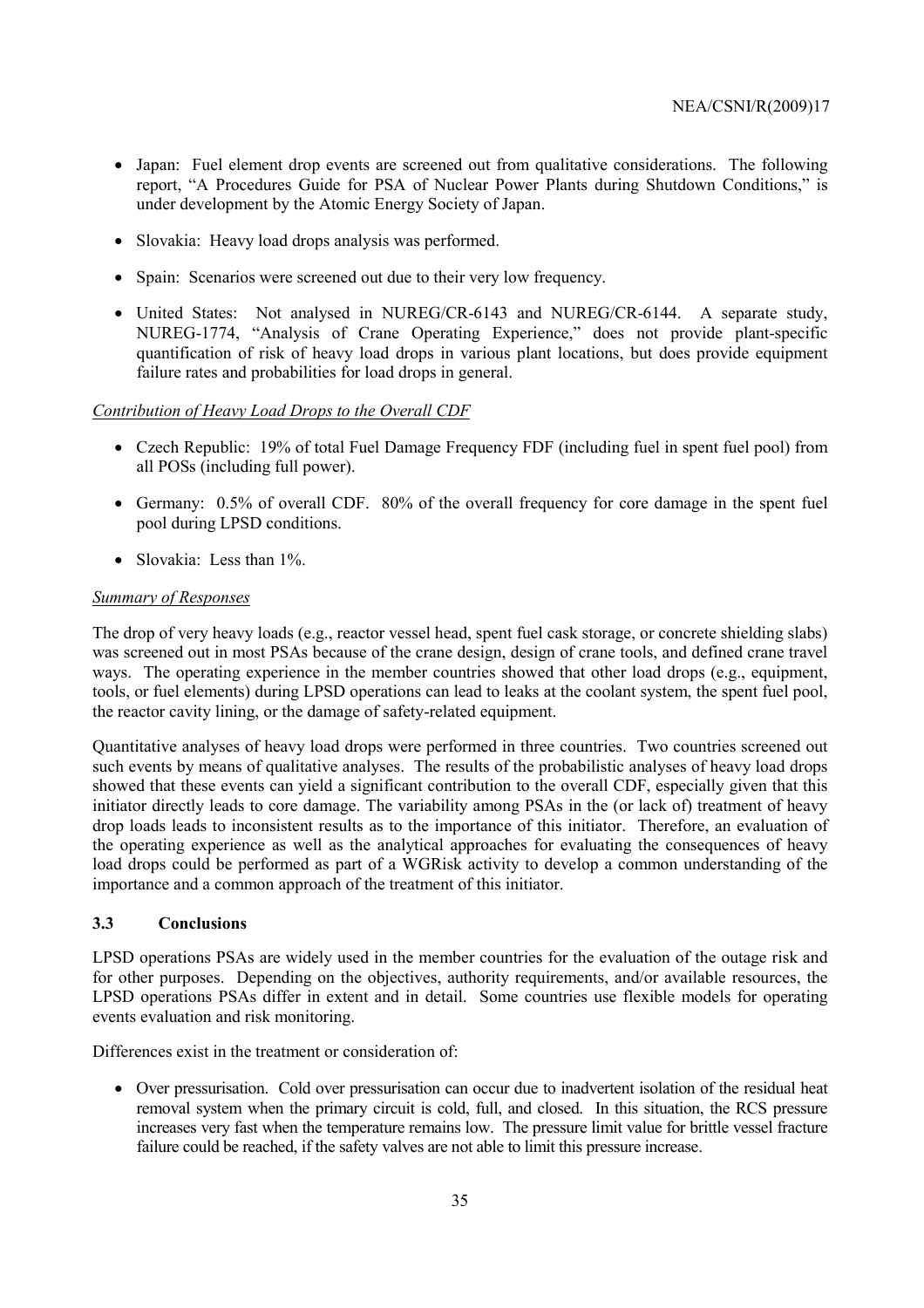- Japan: Fuel element drop events are screened out from qualitative considerations. The following report, "A Procedures Guide for PSA of Nuclear Power Plants during Shutdown Conditions," is under development by the Atomic Energy Society of Japan.

- Slovakia: Heavy load drops analysis was performed.

- Spain: Scenarios were screened out due to their very low frequency.

- United States: Not analysed in NUREG/CR-6143 and NUREG/CR-6144. A separate study, NUREG-1774, "Analysis of Crane Operating Experience," does not provide plant-specific quantification of risk of heavy load drops in various plant locations, but does provide equipment failure rates and probabilities for load drops in general.

*Contribution of Heavy Load Drops to the Overall CDF*

- Czech Republic: 19% of total Fuel Damage Frequency FDF (including fuel in spent fuel pool) from all POSs (including full power).

- Germany: 0.5% of overall CDF. 80% of the overall frequency for core damage in the spent fuel pool during LPSD conditions.

- Slovakia: Less than 1%.

*Summary of Responses*

The drop of very heavy loads (e.g., reactor vessel head, spent fuel cask storage, or concrete shielding slabs) was screened out in most PSAs because of the crane design, design of crane tools, and defined crane travel ways. The operating experience in the member countries showed that other load drops (e.g., equipment, tools, or fuel elements) during LPSD operations can lead to leaks at the coolant system, the spent fuel pool, the reactor cavity lining, or the damage of safety-related equipment.

Quantitative analyses of heavy load drops were performed in three countries. Two countries screened out such events by means of qualitative analyses. The results of the probabilistic analyses of heavy load drops showed that these events can yield a significant contribution to the overall CDF, especially given that this initiator directly leads to core damage. The variability among PSAs in the (or lack of) treatment of heavy drop loads leads to inconsistent results as to the importance of this initiator. Therefore, an evaluation of the operating experience as well as the analytical approaches for evaluating the consequences of heavy load drops could be performed as part of a WGRisk activity to develop a common understanding of the importance and a common approach of the treatment of this initiator.

### 3.3 Conclusions

LPSD operations PSAs are widely used in the member countries for the evaluation of the outage risk and for other purposes. Depending on the objectives, authority requirements, and/or available resources, the LPSD operations PSAs differ in extent and in detail. Some countries use flexible models for operating events evaluation and risk monitoring.

Differences exist in the treatment or consideration of:

- Over pressurisation. Cold over pressurisation can occur due to inadvertent isolation of the residual heat removal system when the primary circuit is cold, full, and closed. In this situation, the RCS pressure increases very fast when the temperature remains low. The pressure limit value for brittle vessel fracture failure could be reached, if the safety valves are not able to limit this pressure increase.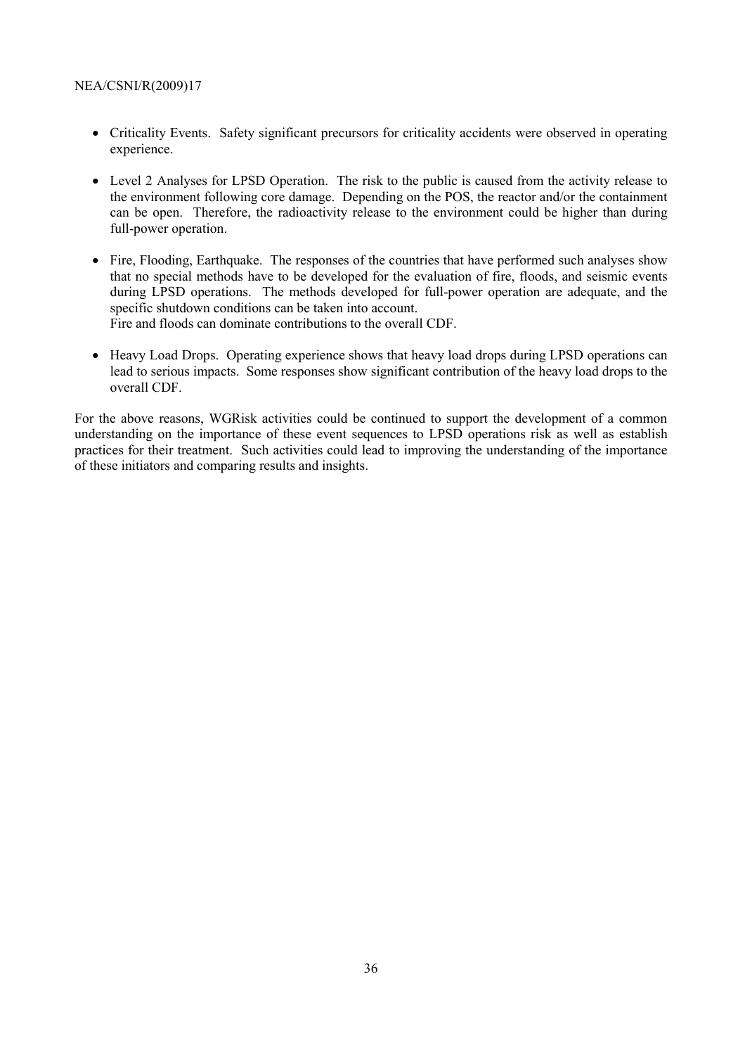- Criticality Events. Safety significant precursors for criticality accidents were observed in operating experience.
- Level 2 Analyses for LPSD Operation. The risk to the public is caused from the activity release to the environment following core damage. Depending on the POS, the reactor and/or the containment can be open. Therefore, the radioactivity release to the environment could be higher than during full-power operation.
- Fire, Flooding, Earthquake. The responses of the countries that have performed such analyses show that no special methods have to be developed for the evaluation of fire, floods, and seismic events during LPSD operations. The methods developed for full-power operation are adequate, and the specific shutdown conditions can be taken into account.
  Fire and floods can dominate contributions to the overall CDF.
- Heavy Load Drops. Operating experience shows that heavy load drops during LPSD operations can lead to serious impacts. Some responses show significant contribution of the heavy load drops to the overall CDF.

For the above reasons, WGRisk activities could be continued to support the development of a common understanding on the importance of these event sequences to LPSD operations risk as well as establish practices for their treatment. Such activities could lead to improving the understanding of the importance of these initiators and comparing results and insights.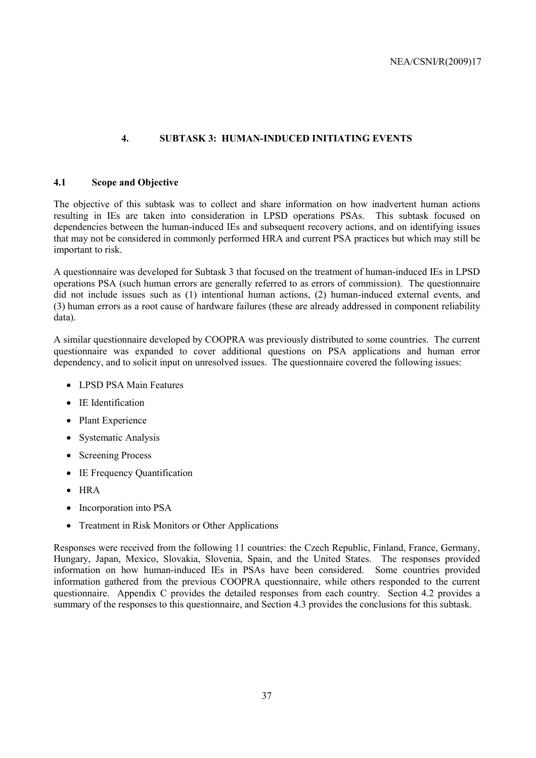# 4. SUBTASK 3: HUMAN-INDUCED INITIATING EVENTS

## 4.1 Scope and Objective

The objective of this subtask was to collect and share information on how inadvertent human actions resulting in IEs are taken into consideration in LPSD operations PSAs. This subtask focused on dependencies between the human-induced IEs and subsequent recovery actions, and on identifying issues that may not be considered in commonly performed HRA and current PSA practices but which may still be important to risk.

A questionnaire was developed for Subtask 3 that focused on the treatment of human-induced IEs in LPSD operations PSA (such human errors are generally referred to as errors of commission). The questionnaire did not include issues such as (1) intentional human actions, (2) human-induced external events, and (3) human errors as a root cause of hardware failures (these are already addressed in component reliability data).

A similar questionnaire developed by COOPRA was previously distributed to some countries. The current questionnaire was expanded to cover additional questions on PSA applications and human error dependency, and to solicit input on unresolved issues. The questionnaire covered the following issues:

- LPSD PSA Main Features
- IE Identification
- Plant Experience
- Systematic Analysis
- Screening Process
- IE Frequency Quantification
- HRA
- Incorporation into PSA
- Treatment in Risk Monitors or Other Applications

Responses were received from the following 11 countries: the Czech Republic, Finland, France, Germany, Hungary, Japan, Mexico, Slovakia, Slovenia, Spain, and the United States. The responses provided information on how human-induced IEs in PSAs have been considered. Some countries provided information gathered from the previous COOPRA questionnaire, while others responded to the current questionnaire. Appendix C provides the detailed responses from each country. Section 4.2 provides a summary of the responses to this questionnaire, and Section 4.3 provides the conclusions for this subtask.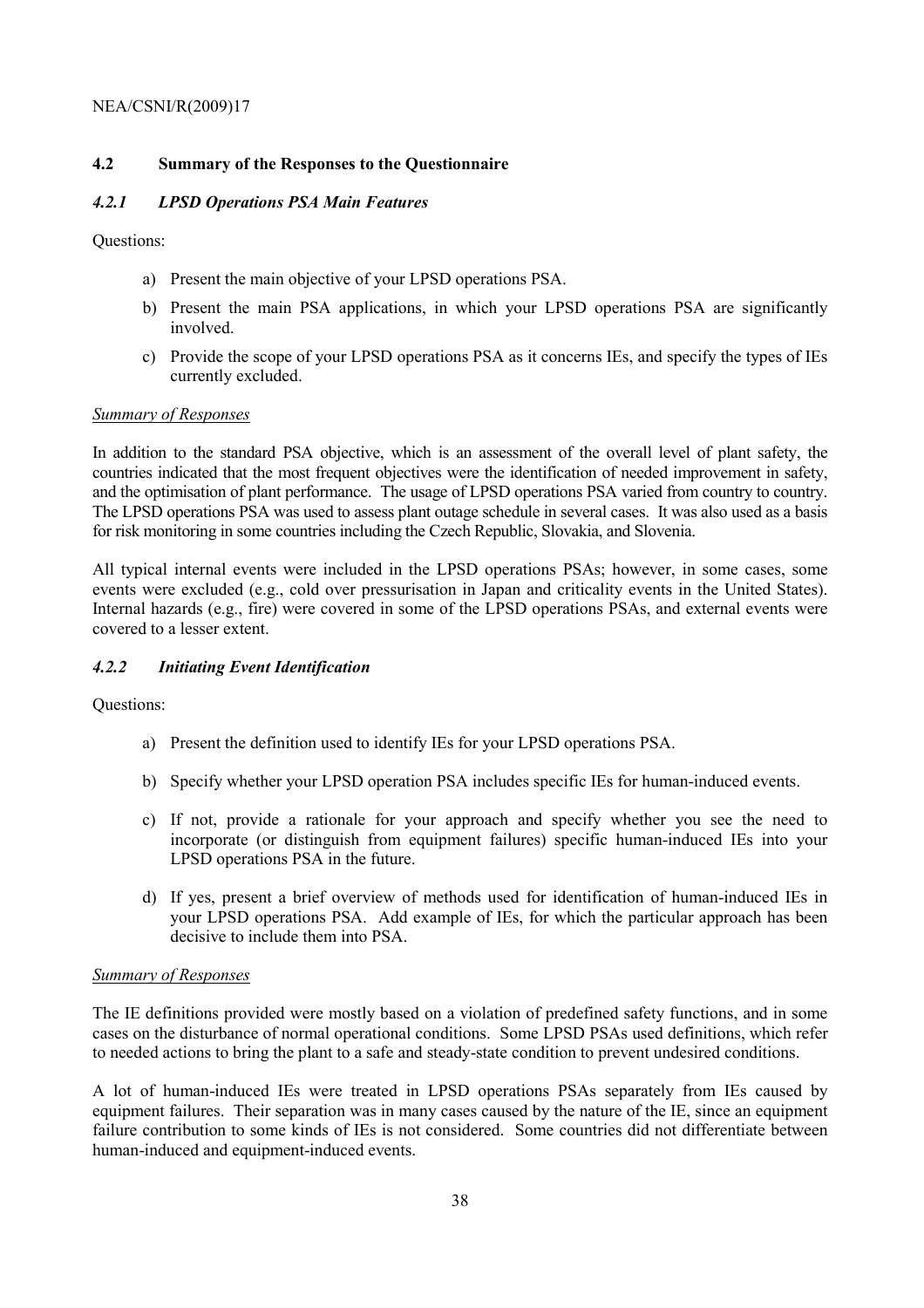## 4.2 Summary of the Responses to the Questionnaire

### *4.2.1 LPSD Operations PSA Main Features*

Questions:

a) Present the main objective of your LPSD operations PSA.

b) Present the main PSA applications, in which your LPSD operations PSA are significantly involved.

c) Provide the scope of your LPSD operations PSA as it concerns IEs, and specify the types of IEs currently excluded.

*Summary of Responses*

In addition to the standard PSA objective, which is an assessment of the overall level of plant safety, the countries indicated that the most frequent objectives were the identification of needed improvement in safety, and the optimisation of plant performance. The usage of LPSD operations PSA varied from country to country. The LPSD operations PSA was used to assess plant outage schedule in several cases. It was also used as a basis for risk monitoring in some countries including the Czech Republic, Slovakia, and Slovenia.

All typical internal events were included in the LPSD operations PSAs; however, in some cases, some events were excluded (e.g., cold over pressurisation in Japan and criticality events in the United States). Internal hazards (e.g., fire) were covered in some of the LPSD operations PSAs, and external events were covered to a lesser extent.

### *4.2.2 Initiating Event Identification*

Questions:

a) Present the definition used to identify IEs for your LPSD operations PSA.

b) Specify whether your LPSD operation PSA includes specific IEs for human-induced events.

c) If not, provide a rationale for your approach and specify whether you see the need to incorporate (or distinguish from equipment failures) specific human-induced IEs into your LPSD operations PSA in the future.

d) If yes, present a brief overview of methods used for identification of human-induced IEs in your LPSD operations PSA. Add example of IEs, for which the particular approach has been decisive to include them into PSA.

*Summary of Responses*

The IE definitions provided were mostly based on a violation of predefined safety functions, and in some cases on the disturbance of normal operational conditions. Some LPSD PSAs used definitions, which refer to needed actions to bring the plant to a safe and steady-state condition to prevent undesired conditions.

A lot of human-induced IEs were treated in LPSD operations PSAs separately from IEs caused by equipment failures. Their separation was in many cases caused by the nature of the IE, since an equipment failure contribution to some kinds of IEs is not considered. Some countries did not differentiate between human-induced and equipment-induced events.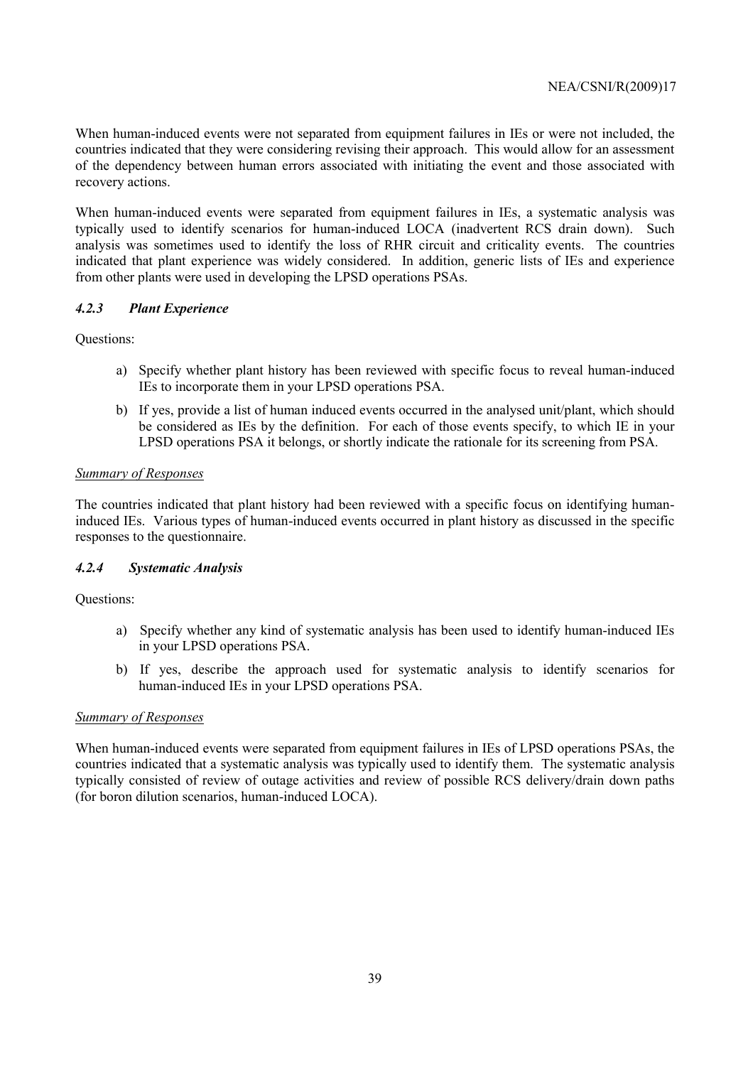When human-induced events were not separated from equipment failures in IEs or were not included, the countries indicated that they were considering revising their approach. This would allow for an assessment of the dependency between human errors associated with initiating the event and those associated with recovery actions.

When human-induced events were separated from equipment failures in IEs, a systematic analysis was typically used to identify scenarios for human-induced LOCA (inadvertent RCS drain down). Such analysis was sometimes used to identify the loss of RHR circuit and criticality events. The countries indicated that plant experience was widely considered. In addition, generic lists of IEs and experience from other plants were used in developing the LPSD operations PSAs.

### *4.2.3 Plant Experience*

Questions:

a) Specify whether plant history has been reviewed with specific focus to reveal human-induced IEs to incorporate them in your LPSD operations PSA.

b) If yes, provide a list of human induced events occurred in the analysed unit/plant, which should be considered as IEs by the definition. For each of those events specify, to which IE in your LPSD operations PSA it belongs, or shortly indicate the rationale for its screening from PSA.

*Summary of Responses*

The countries indicated that plant history had been reviewed with a specific focus on identifying human-induced IEs. Various types of human-induced events occurred in plant history as discussed in the specific responses to the questionnaire.

### *4.2.4 Systematic Analysis*

Questions:

a) Specify whether any kind of systematic analysis has been used to identify human-induced IEs in your LPSD operations PSA.

b) If yes, describe the approach used for systematic analysis to identify scenarios for human-induced IEs in your LPSD operations PSA.

*Summary of Responses*

When human-induced events were separated from equipment failures in IEs of LPSD operations PSAs, the countries indicated that a systematic analysis was typically used to identify them. The systematic analysis typically consisted of review of outage activities and review of possible RCS delivery/drain down paths (for boron dilution scenarios, human-induced LOCA).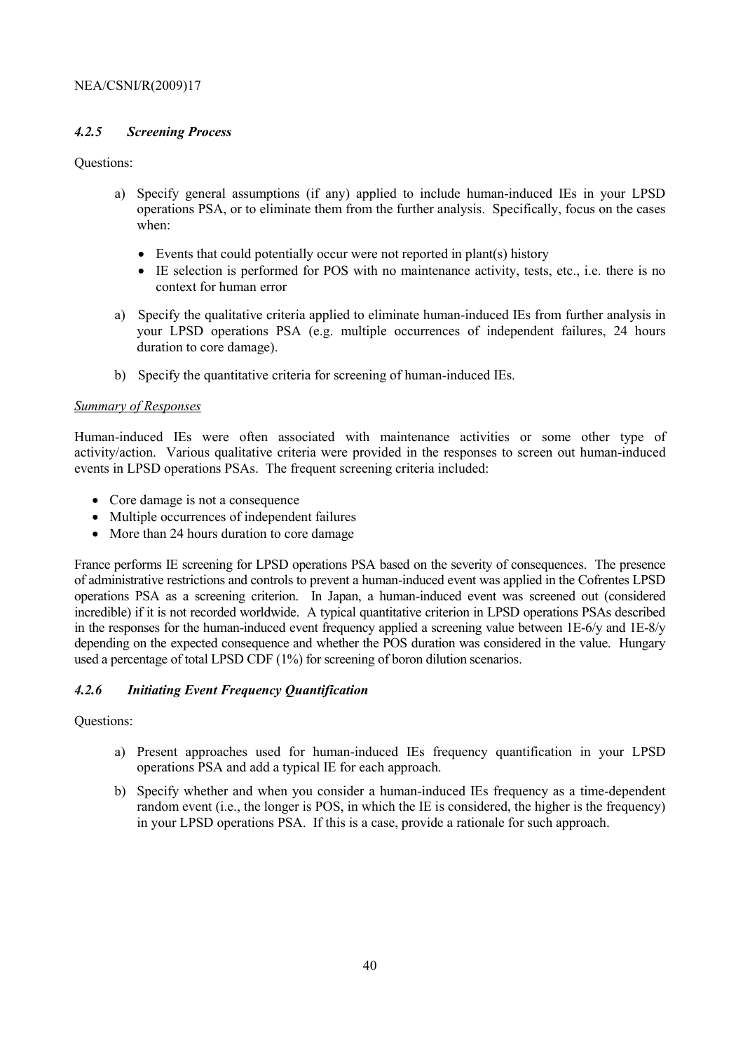### *4.2.5 Screening Process*

Questions:

a) Specify general assumptions (if any) applied to include human-induced IEs in your LPSD operations PSA, or to eliminate them from the further analysis. Specifically, focus on the cases when:

- Events that could potentially occur were not reported in plant(s) history
- IE selection is performed for POS with no maintenance activity, tests, etc., i.e. there is no context for human error

a) Specify the qualitative criteria applied to eliminate human-induced IEs from further analysis in your LPSD operations PSA (e.g. multiple occurrences of independent failures, 24 hours duration to core damage).

b) Specify the quantitative criteria for screening of human-induced IEs.

*Summary of Responses*

Human-induced IEs were often associated with maintenance activities or some other type of activity/action. Various qualitative criteria were provided in the responses to screen out human-induced events in LPSD operations PSAs. The frequent screening criteria included:

- Core damage is not a consequence
- Multiple occurrences of independent failures
- More than 24 hours duration to core damage

France performs IE screening for LPSD operations PSA based on the severity of consequences. The presence of administrative restrictions and controls to prevent a human-induced event was applied in the Cofrentes LPSD operations PSA as a screening criterion. In Japan, a human-induced event was screened out (considered incredible) if it is not recorded worldwide. A typical quantitative criterion in LPSD operations PSAs described in the responses for the human-induced event frequency applied a screening value between 1E-6/y and 1E-8/y depending on the expected consequence and whether the POS duration was considered in the value. Hungary used a percentage of total LPSD CDF (1%) for screening of boron dilution scenarios.

### *4.2.6 Initiating Event Frequency Quantification*

Questions:

a) Present approaches used for human-induced IEs frequency quantification in your LPSD operations PSA and add a typical IE for each approach.

b) Specify whether and when you consider a human-induced IEs frequency as a time-dependent random event (i.e., the longer is POS, in which the IE is considered, the higher is the frequency) in your LPSD operations PSA. If this is a case, provide a rationale for such approach.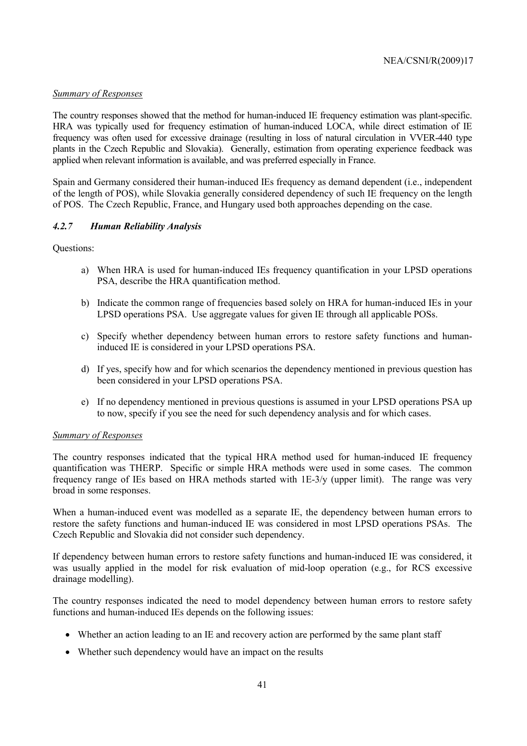*Summary of Responses*

The country responses showed that the method for human-induced IE frequency estimation was plant-specific. HRA was typically used for frequency estimation of human-induced LOCA, while direct estimation of IE frequency was often used for excessive drainage (resulting in loss of natural circulation in VVER-440 type plants in the Czech Republic and Slovakia). Generally, estimation from operating experience feedback was applied when relevant information is available, and was preferred especially in France.

Spain and Germany considered their human-induced IEs frequency as demand dependent (i.e., independent of the length of POS), while Slovakia generally considered dependency of such IE frequency on the length of POS. The Czech Republic, France, and Hungary used both approaches depending on the case.

### *4.2.7 Human Reliability Analysis*

Questions:

a) When HRA is used for human-induced IEs frequency quantification in your LPSD operations PSA, describe the HRA quantification method.

b) Indicate the common range of frequencies based solely on HRA for human-induced IEs in your LPSD operations PSA. Use aggregate values for given IE through all applicable POSs.

c) Specify whether dependency between human errors to restore safety functions and human-induced IE is considered in your LPSD operations PSA.

d) If yes, specify how and for which scenarios the dependency mentioned in previous question has been considered in your LPSD operations PSA.

e) If no dependency mentioned in previous questions is assumed in your LPSD operations PSA up to now, specify if you see the need for such dependency analysis and for which cases.

*Summary of Responses*

The country responses indicated that the typical HRA method used for human-induced IE frequency quantification was THERP. Specific or simple HRA methods were used in some cases. The common frequency range of IEs based on HRA methods started with 1E-3/y (upper limit). The range was very broad in some responses.

When a human-induced event was modelled as a separate IE, the dependency between human errors to restore the safety functions and human-induced IE was considered in most LPSD operations PSAs. The Czech Republic and Slovakia did not consider such dependency.

If dependency between human errors to restore safety functions and human-induced IE was considered, it was usually applied in the model for risk evaluation of mid-loop operation (e.g., for RCS excessive drainage modelling).

The country responses indicated the need to model dependency between human errors to restore safety functions and human-induced IEs depends on the following issues:

- Whether an action leading to an IE and recovery action are performed by the same plant staff
- Whether such dependency would have an impact on the results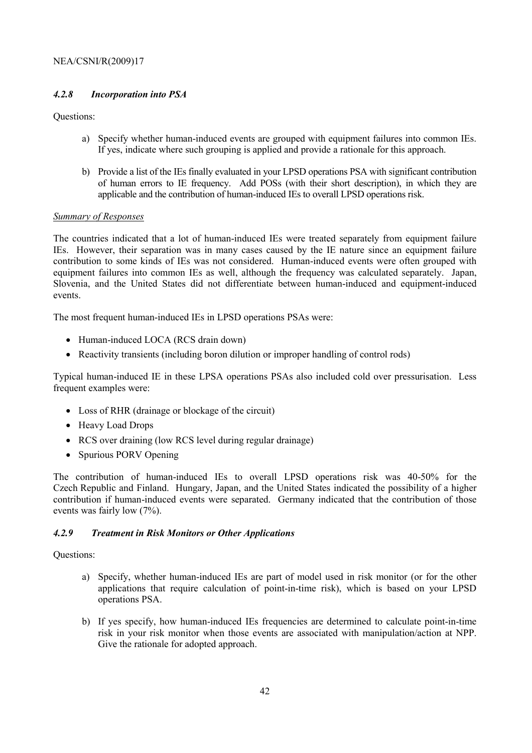### *4.2.8 Incorporation into PSA*

Questions:

a) Specify whether human-induced events are grouped with equipment failures into common IEs. If yes, indicate where such grouping is applied and provide a rationale for this approach.

b) Provide a list of the IEs finally evaluated in your LPSD operations PSA with significant contribution of human errors to IE frequency. Add POSs (with their short description), in which they are applicable and the contribution of human-induced IEs to overall LPSD operations risk.

*Summary of Responses*

The countries indicated that a lot of human-induced IEs were treated separately from equipment failure IEs. However, their separation was in many cases caused by the IE nature since an equipment failure contribution to some kinds of IEs was not considered. Human-induced events were often grouped with equipment failures into common IEs as well, although the frequency was calculated separately. Japan, Slovenia, and the United States did not differentiate between human-induced and equipment-induced events.

The most frequent human-induced IEs in LPSD operations PSAs were:

- Human-induced LOCA (RCS drain down)
- Reactivity transients (including boron dilution or improper handling of control rods)

Typical human-induced IE in these LPSA operations PSAs also included cold over pressurisation. Less frequent examples were:

- Loss of RHR (drainage or blockage of the circuit)
- Heavy Load Drops
- RCS over draining (low RCS level during regular drainage)
- Spurious PORV Opening

The contribution of human-induced IEs to overall LPSD operations risk was 40-50% for the Czech Republic and Finland. Hungary, Japan, and the United States indicated the possibility of a higher contribution if human-induced events were separated. Germany indicated that the contribution of those events was fairly low (7%).

### *4.2.9 Treatment in Risk Monitors or Other Applications*

Questions:

a) Specify, whether human-induced IEs are part of model used in risk monitor (or for the other applications that require calculation of point-in-time risk), which is based on your LPSD operations PSA.

b) If yes specify, how human-induced IEs frequencies are determined to calculate point-in-time risk in your risk monitor when those events are associated with manipulation/action at NPP. Give the rationale for adopted approach.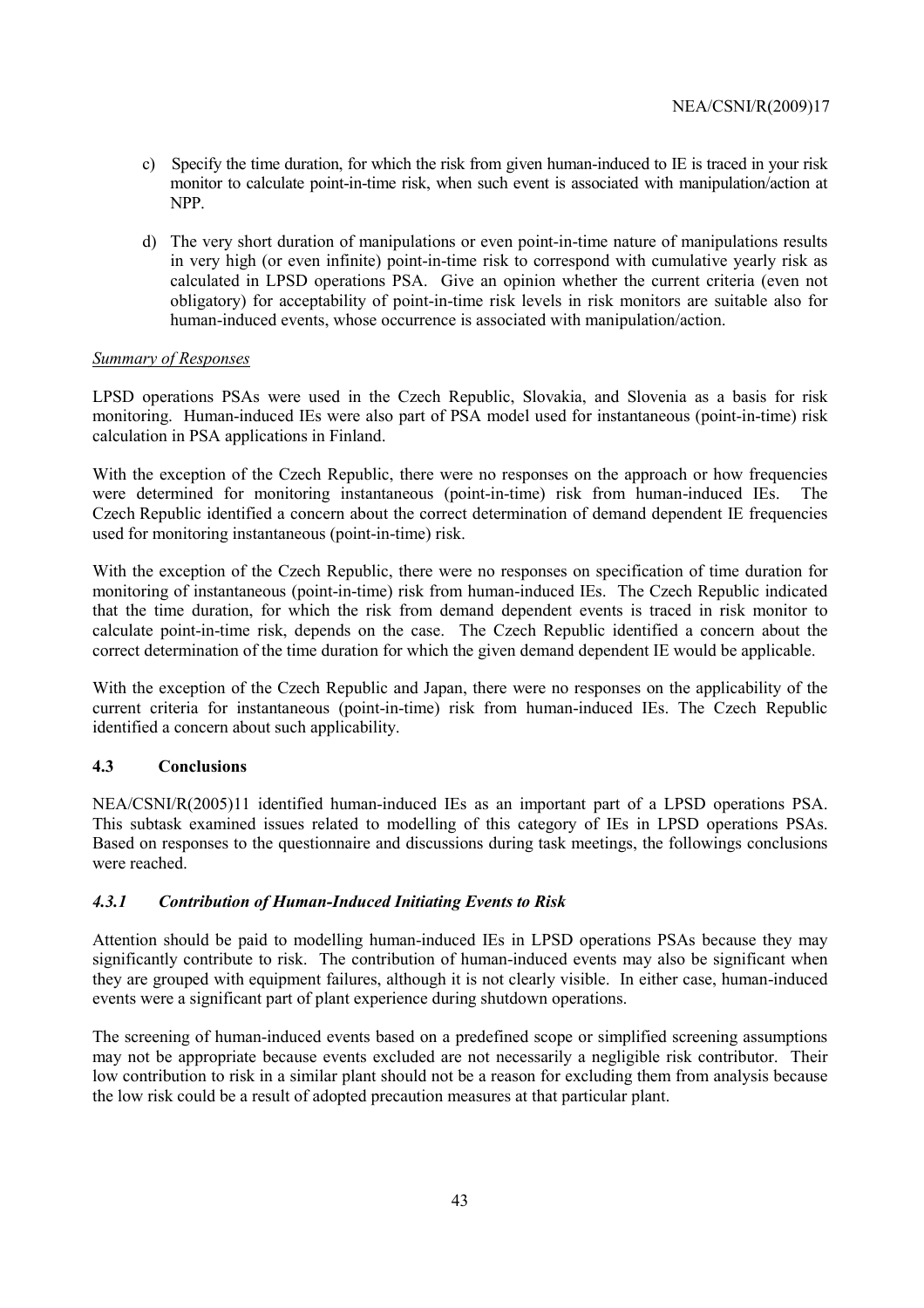c) Specify the time duration, for which the risk from given human-induced to IE is traced in your risk monitor to calculate point-in-time risk, when such event is associated with manipulation/action at NPP.

d) The very short duration of manipulations or even point-in-time nature of manipulations results in very high (or even infinite) point-in-time risk to correspond with cumulative yearly risk as calculated in LPSD operations PSA. Give an opinion whether the current criteria (even not obligatory) for acceptability of point-in-time risk levels in risk monitors are suitable also for human-induced events, whose occurrence is associated with manipulation/action.

*Summary of Responses*

LPSD operations PSAs were used in the Czech Republic, Slovakia, and Slovenia as a basis for risk monitoring. Human-induced IEs were also part of PSA model used for instantaneous (point-in-time) risk calculation in PSA applications in Finland.

With the exception of the Czech Republic, there were no responses on the approach or how frequencies were determined for monitoring instantaneous (point-in-time) risk from human-induced IEs. The Czech Republic identified a concern about the correct determination of demand dependent IE frequencies used for monitoring instantaneous (point-in-time) risk.

With the exception of the Czech Republic, there were no responses on specification of time duration for monitoring of instantaneous (point-in-time) risk from human-induced IEs. The Czech Republic indicated that the time duration, for which the risk from demand dependent events is traced in risk monitor to calculate point-in-time risk, depends on the case. The Czech Republic identified a concern about the correct determination of the time duration for which the given demand dependent IE would be applicable.

With the exception of the Czech Republic and Japan, there were no responses on the applicability of the current criteria for instantaneous (point-in-time) risk from human-induced IEs. The Czech Republic identified a concern about such applicability.

### 4.3 Conclusions

NEA/CSNI/R(2005)11 identified human-induced IEs as an important part of a LPSD operations PSA. This subtask examined issues related to modelling of this category of IEs in LPSD operations PSAs. Based on responses to the questionnaire and discussions during task meetings, the followings conclusions were reached.

#### *4.3.1 Contribution of Human-Induced Initiating Events to Risk*

Attention should be paid to modelling human-induced IEs in LPSD operations PSAs because they may significantly contribute to risk. The contribution of human-induced events may also be significant when they are grouped with equipment failures, although it is not clearly visible. In either case, human-induced events were a significant part of plant experience during shutdown operations.

The screening of human-induced events based on a predefined scope or simplified screening assumptions may not be appropriate because events excluded are not necessarily a negligible risk contributor. Their low contribution to risk in a similar plant should not be a reason for excluding them from analysis because the low risk could be a result of adopted precaution measures at that particular plant.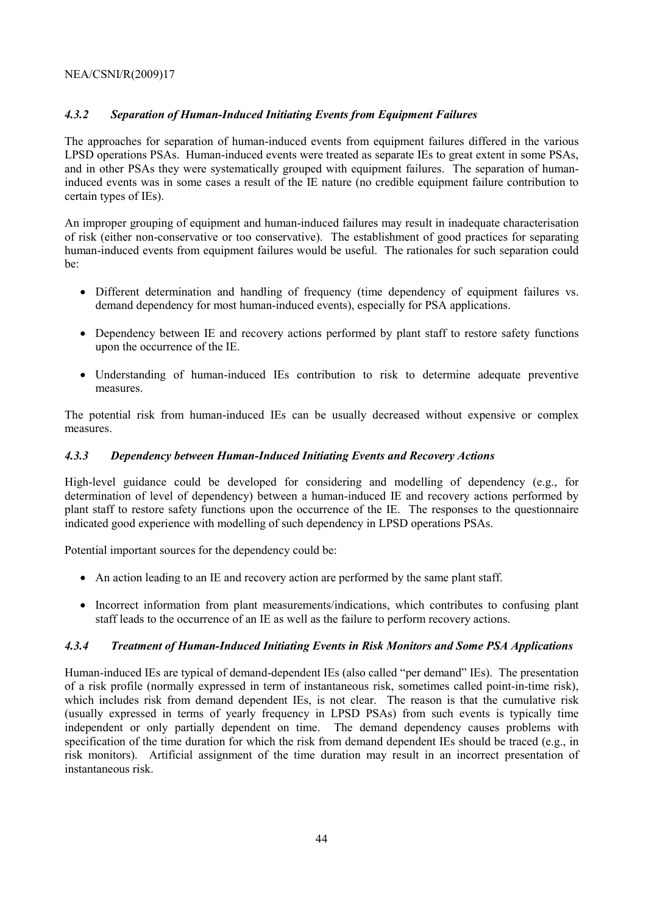### *4.3.2 Separation of Human-Induced Initiating Events from Equipment Failures*

The approaches for separation of human-induced events from equipment failures differed in the various LPSD operations PSAs. Human-induced events were treated as separate IEs to great extent in some PSAs, and in other PSAs they were systematically grouped with equipment failures. The separation of human-induced events was in some cases a result of the IE nature (no credible equipment failure contribution to certain types of IEs).

An improper grouping of equipment and human-induced failures may result in inadequate characterisation of risk (either non-conservative or too conservative). The establishment of good practices for separating human-induced events from equipment failures would be useful. The rationales for such separation could be:

- Different determination and handling of frequency (time dependency of equipment failures vs. demand dependency for most human-induced events), especially for PSA applications.
- Dependency between IE and recovery actions performed by plant staff to restore safety functions upon the occurrence of the IE.
- Understanding of human-induced IEs contribution to risk to determine adequate preventive measures.

The potential risk from human-induced IEs can be usually decreased without expensive or complex measures.

### *4.3.3 Dependency between Human-Induced Initiating Events and Recovery Actions*

High-level guidance could be developed for considering and modelling of dependency (e.g., for determination of level of dependency) between a human-induced IE and recovery actions performed by plant staff to restore safety functions upon the occurrence of the IE. The responses to the questionnaire indicated good experience with modelling of such dependency in LPSD operations PSAs.

Potential important sources for the dependency could be:

- An action leading to an IE and recovery action are performed by the same plant staff.
- Incorrect information from plant measurements/indications, which contributes to confusing plant staff leads to the occurrence of an IE as well as the failure to perform recovery actions.

### *4.3.4 Treatment of Human-Induced Initiating Events in Risk Monitors and Some PSA Applications*

Human-induced IEs are typical of demand-dependent IEs (also called "per demand" IEs). The presentation of a risk profile (normally expressed in term of instantaneous risk, sometimes called point-in-time risk), which includes risk from demand dependent IEs, is not clear. The reason is that the cumulative risk (usually expressed in terms of yearly frequency in LPSD PSAs) from such events is typically time independent or only partially dependent on time. The demand dependency causes problems with specification of the time duration for which the risk from demand dependent IEs should be traced (e.g., in risk monitors). Artificial assignment of the time duration may result in an incorrect presentation of instantaneous risk.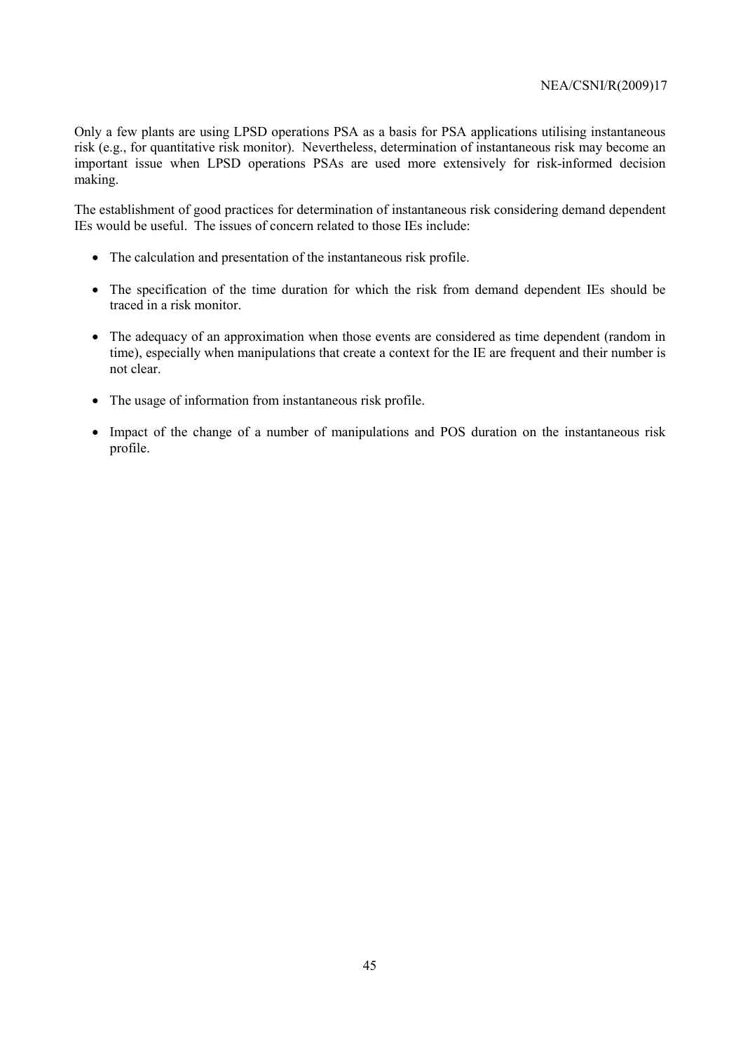Only a few plants are using LPSD operations PSA as a basis for PSA applications utilising instantaneous risk (e.g., for quantitative risk monitor). Nevertheless, determination of instantaneous risk may become an important issue when LPSD operations PSAs are used more extensively for risk-informed decision making.

The establishment of good practices for determination of instantaneous risk considering demand dependent IEs would be useful. The issues of concern related to those IEs include:

- The calculation and presentation of the instantaneous risk profile.
- The specification of the time duration for which the risk from demand dependent IEs should be traced in a risk monitor.
- The adequacy of an approximation when those events are considered as time dependent (random in time), especially when manipulations that create a context for the IE are frequent and their number is not clear.
- The usage of information from instantaneous risk profile.
- Impact of the change of a number of manipulations and POS duration on the instantaneous risk profile.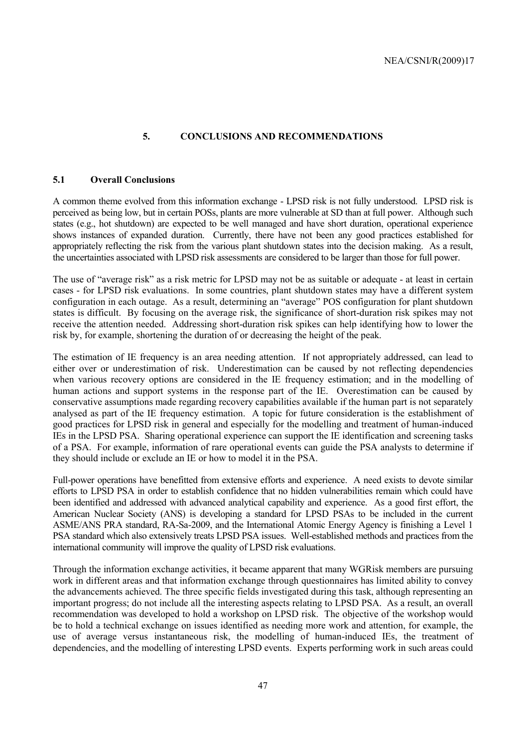## 5. CONCLUSIONS AND RECOMMENDATIONS

### 5.1 Overall Conclusions

A common theme evolved from this information exchange - LPSD risk is not fully understood. LPSD risk is perceived as being low, but in certain POSs, plants are more vulnerable at SD than at full power. Although such states (e.g., hot shutdown) are expected to be well managed and have short duration, operational experience shows instances of expanded duration. Currently, there have not been any good practices established for appropriately reflecting the risk from the various plant shutdown states into the decision making. As a result, the uncertainties associated with LPSD risk assessments are considered to be larger than those for full power.

The use of "average risk" as a risk metric for LPSD may not be as suitable or adequate - at least in certain cases - for LPSD risk evaluations. In some countries, plant shutdown states may have a different system configuration in each outage. As a result, determining an "average" POS configuration for plant shutdown states is difficult. By focusing on the average risk, the significance of short-duration risk spikes may not receive the attention needed. Addressing short-duration risk spikes can help identifying how to lower the risk by, for example, shortening the duration of or decreasing the height of the peak.

The estimation of IE frequency is an area needing attention. If not appropriately addressed, can lead to either over or underestimation of risk. Underestimation can be caused by not reflecting dependencies when various recovery options are considered in the IE frequency estimation; and in the modelling of human actions and support systems in the response part of the IE. Overestimation can be caused by conservative assumptions made regarding recovery capabilities available if the human part is not separately analysed as part of the IE frequency estimation. A topic for future consideration is the establishment of good practices for LPSD risk in general and especially for the modelling and treatment of human-induced IEs in the LPSD PSA. Sharing operational experience can support the IE identification and screening tasks of a PSA. For example, information of rare operational events can guide the PSA analysts to determine if they should include or exclude an IE or how to model it in the PSA.

Full-power operations have benefitted from extensive efforts and experience. A need exists to devote similar efforts to LPSD PSA in order to establish confidence that no hidden vulnerabilities remain which could have been identified and addressed with advanced analytical capability and experience. As a good first effort, the American Nuclear Society (ANS) is developing a standard for LPSD PSAs to be included in the current ASME/ANS PRA standard, RA-Sa-2009, and the International Atomic Energy Agency is finishing a Level 1 PSA standard which also extensively treats LPSD PSA issues. Well-established methods and practices from the international community will improve the quality of LPSD risk evaluations.

Through the information exchange activities, it became apparent that many WGRisk members are pursuing work in different areas and that information exchange through questionnaires has limited ability to convey the advancements achieved. The three specific fields investigated during this task, although representing an important progress; do not include all the interesting aspects relating to LPSD PSA. As a result, an overall recommendation was developed to hold a workshop on LPSD risk. The objective of the workshop would be to hold a technical exchange on issues identified as needing more work and attention, for example, the use of average versus instantaneous risk, the modelling of human-induced IEs, the treatment of dependencies, and the modelling of interesting LPSD events. Experts performing work in such areas could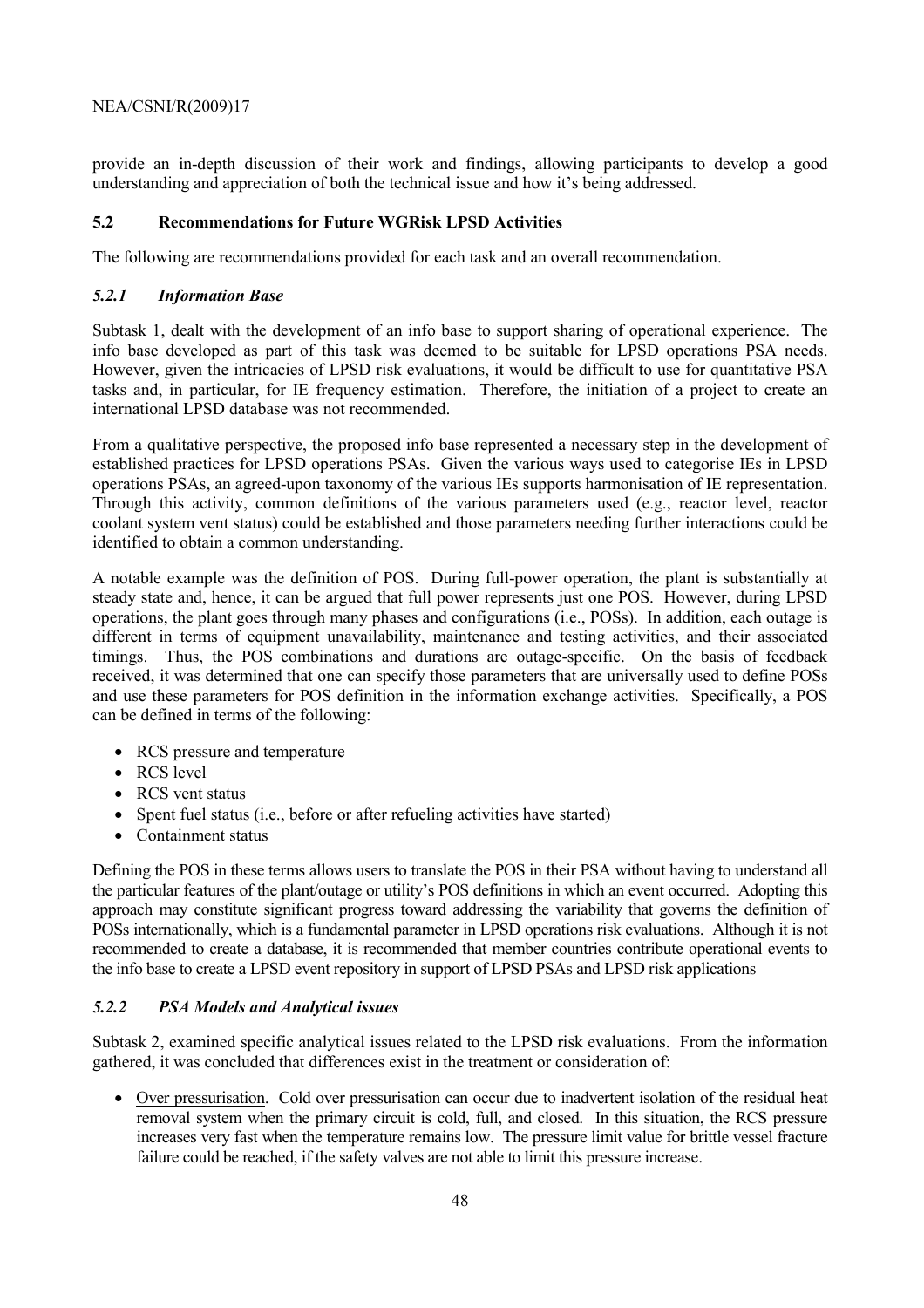provide an in-depth discussion of their work and findings, allowing participants to develop a good understanding and appreciation of both the technical issue and how it's being addressed.

## 5.2 Recommendations for Future WGRisk LPSD Activities

The following are recommendations provided for each task and an overall recommendation.

### *5.2.1 Information Base*

Subtask 1, dealt with the development of an info base to support sharing of operational experience. The info base developed as part of this task was deemed to be suitable for LPSD operations PSA needs. However, given the intricacies of LPSD risk evaluations, it would be difficult to use for quantitative PSA tasks and, in particular, for IE frequency estimation. Therefore, the initiation of a project to create an international LPSD database was not recommended.

From a qualitative perspective, the proposed info base represented a necessary step in the development of established practices for LPSD operations PSAs. Given the various ways used to categorise IEs in LPSD operations PSAs, an agreed-upon taxonomy of the various IEs supports harmonisation of IE representation. Through this activity, common definitions of the various parameters used (e.g., reactor level, reactor coolant system vent status) could be established and those parameters needing further interactions could be identified to obtain a common understanding.

A notable example was the definition of POS. During full-power operation, the plant is substantially at steady state and, hence, it can be argued that full power represents just one POS. However, during LPSD operations, the plant goes through many phases and configurations (i.e., POSs). In addition, each outage is different in terms of equipment unavailability, maintenance and testing activities, and their associated timings. Thus, the POS combinations and durations are outage-specific. On the basis of feedback received, it was determined that one can specify those parameters that are universally used to define POSs and use these parameters for POS definition in the information exchange activities. Specifically, a POS can be defined in terms of the following:

- RCS pressure and temperature
- RCS level
- RCS vent status
- Spent fuel status (i.e., before or after refueling activities have started)
- Containment status

Defining the POS in these terms allows users to translate the POS in their PSA without having to understand all the particular features of the plant/outage or utility's POS definitions in which an event occurred. Adopting this approach may constitute significant progress toward addressing the variability that governs the definition of POSs internationally, which is a fundamental parameter in LPSD operations risk evaluations. Although it is not recommended to create a database, it is recommended that member countries contribute operational events to the info base to create a LPSD event repository in support of LPSD PSAs and LPSD risk applications

### *5.2.2 PSA Models and Analytical issues*

Subtask 2, examined specific analytical issues related to the LPSD risk evaluations. From the information gathered, it was concluded that differences exist in the treatment or consideration of:

- Over pressurisation. Cold over pressurisation can occur due to inadvertent isolation of the residual heat removal system when the primary circuit is cold, full, and closed. In this situation, the RCS pressure increases very fast when the temperature remains low. The pressure limit value for brittle vessel fracture failure could be reached, if the safety valves are not able to limit this pressure increase.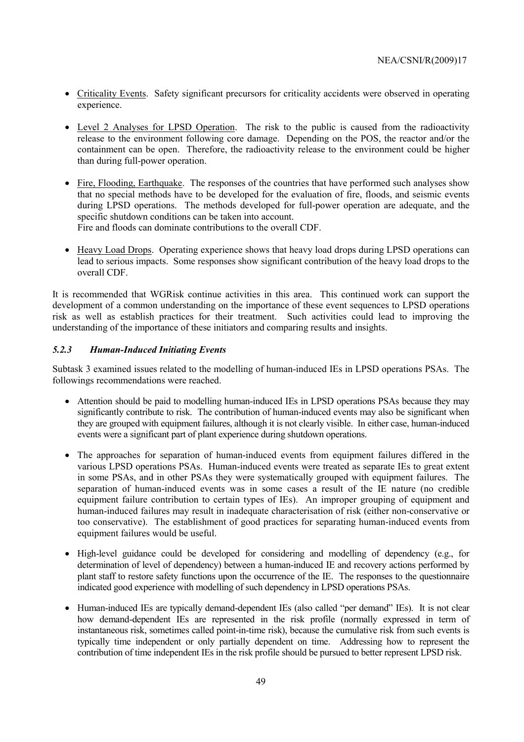- Criticality Events. Safety significant precursors for criticality accidents were observed in operating experience.

- Level 2 Analyses for LPSD Operation. The risk to the public is caused from the radioactivity release to the environment following core damage. Depending on the POS, the reactor and/or the containment can be open. Therefore, the radioactivity release to the environment could be higher than during full-power operation.

- Fire, Flooding, Earthquake. The responses of the countries that have performed such analyses show that no special methods have to be developed for the evaluation of fire, floods, and seismic events during LPSD operations. The methods developed for full-power operation are adequate, and the specific shutdown conditions can be taken into account.
  Fire and floods can dominate contributions to the overall CDF.

- Heavy Load Drops. Operating experience shows that heavy load drops during LPSD operations can lead to serious impacts. Some responses show significant contribution of the heavy load drops to the overall CDF.

It is recommended that WGRisk continue activities in this area. This continued work can support the development of a common understanding on the importance of these event sequences to LPSD operations risk as well as establish practices for their treatment. Such activities could lead to improving the understanding of the importance of these initiators and comparing results and insights.

### *5.2.3 Human-Induced Initiating Events*

Subtask 3 examined issues related to the modelling of human-induced IEs in LPSD operations PSAs. The followings recommendations were reached.

- Attention should be paid to modelling human-induced IEs in LPSD operations PSAs because they may significantly contribute to risk. The contribution of human-induced events may also be significant when they are grouped with equipment failures, although it is not clearly visible. In either case, human-induced events were a significant part of plant experience during shutdown operations.

- The approaches for separation of human-induced events from equipment failures differed in the various LPSD operations PSAs. Human-induced events were treated as separate IEs to great extent in some PSAs, and in other PSAs they were systematically grouped with equipment failures. The separation of human-induced events was in some cases a result of the IE nature (no credible equipment failure contribution to certain types of IEs). An improper grouping of equipment and human-induced failures may result in inadequate characterisation of risk (either non-conservative or too conservative). The establishment of good practices for separating human-induced events from equipment failures would be useful.

- High-level guidance could be developed for considering and modelling of dependency (e.g., for determination of level of dependency) between a human-induced IE and recovery actions performed by plant staff to restore safety functions upon the occurrence of the IE. The responses to the questionnaire indicated good experience with modelling of such dependency in LPSD operations PSAs.

- Human-induced IEs are typically demand-dependent IEs (also called "per demand" IEs). It is not clear how demand-dependent IEs are represented in the risk profile (normally expressed in term of instantaneous risk, sometimes called point-in-time risk), because the cumulative risk from such events is typically time independent or only partially dependent on time. Addressing how to represent the contribution of time independent IEs in the risk profile should be pursued to better represent LPSD risk.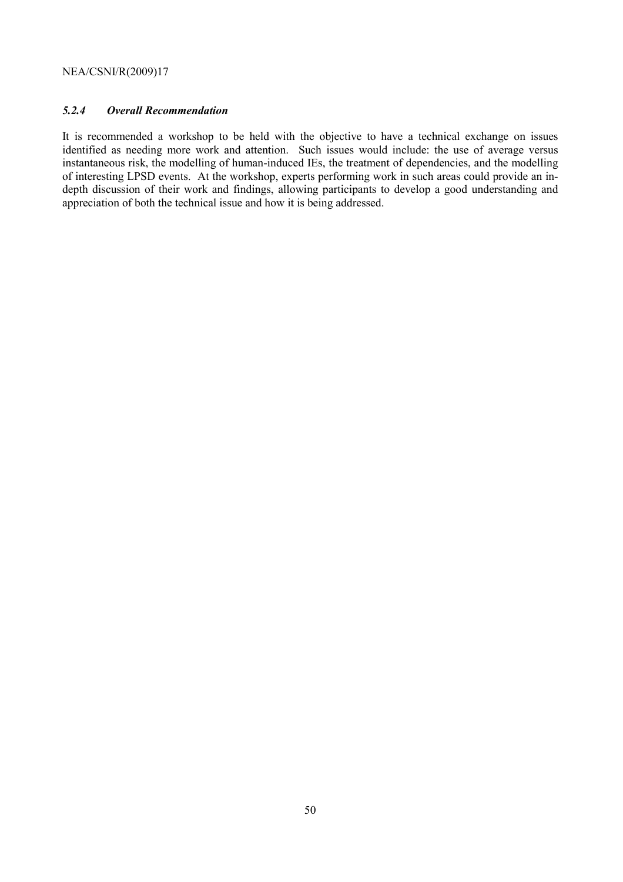#### *5.2.4 Overall Recommendation*

It is recommended a workshop to be held with the objective to have a technical exchange on issues identified as needing more work and attention. Such issues would include: the use of average versus instantaneous risk, the modelling of human-induced IEs, the treatment of dependencies, and the modelling of interesting LPSD events. At the workshop, experts performing work in such areas could provide an in-depth discussion of their work and findings, allowing participants to develop a good understanding and appreciation of both the technical issue and how it is being addressed.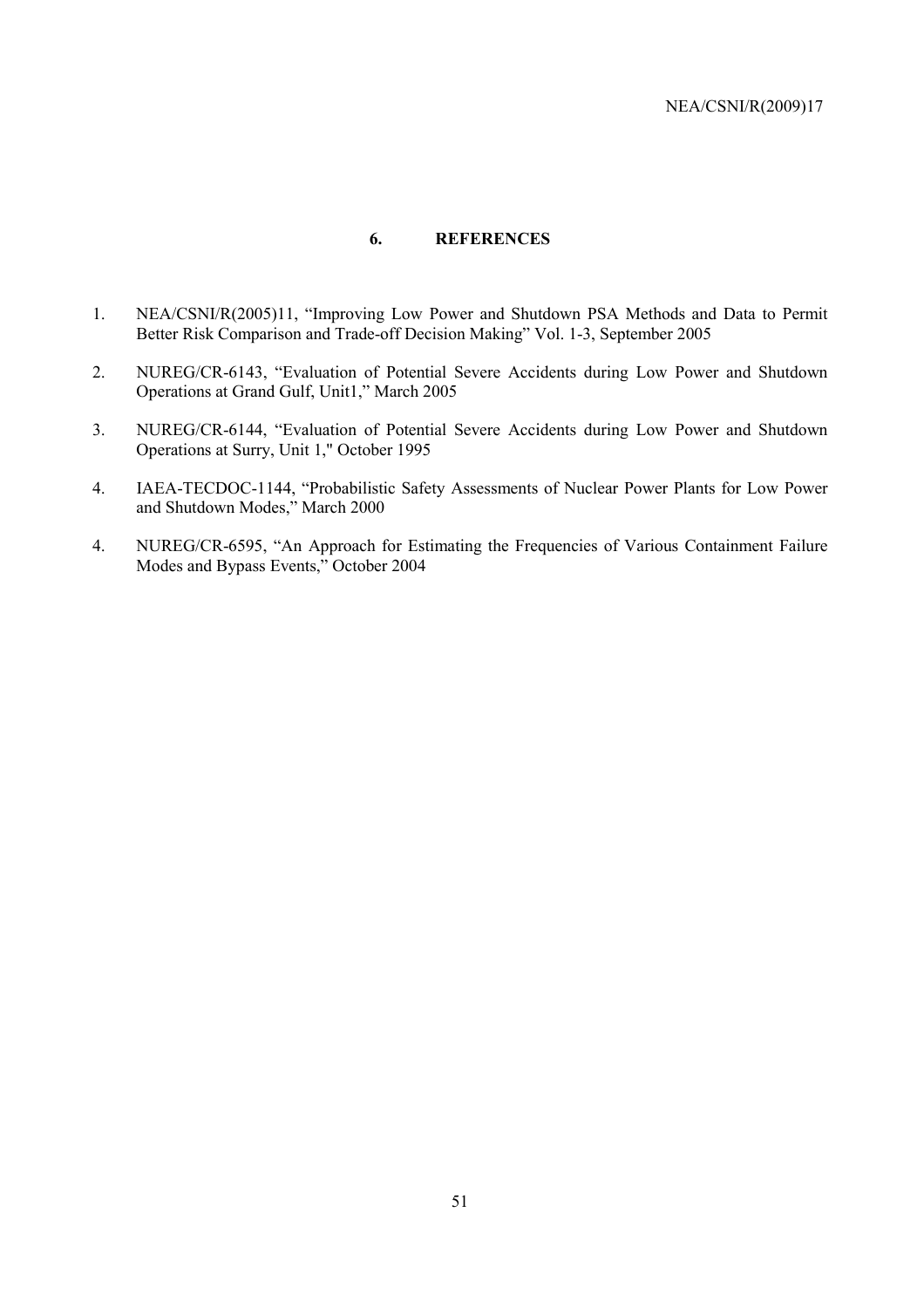## 6. REFERENCES

1. NEA/CSNI/R(2005)11, "Improving Low Power and Shutdown PSA Methods and Data to Permit Better Risk Comparison and Trade-off Decision Making" Vol. 1-3, September 2005

2. NUREG/CR-6143, "Evaluation of Potential Severe Accidents during Low Power and Shutdown Operations at Grand Gulf, Unit1," March 2005

3. NUREG/CR-6144, "Evaluation of Potential Severe Accidents during Low Power and Shutdown Operations at Surry, Unit 1," October 1995

4. IAEA-TECDOC-1144, "Probabilistic Safety Assessments of Nuclear Power Plants for Low Power and Shutdown Modes," March 2000

4. NUREG/CR-6595, "An Approach for Estimating the Frequencies of Various Containment Failure Modes and Bypass Events," October 2004